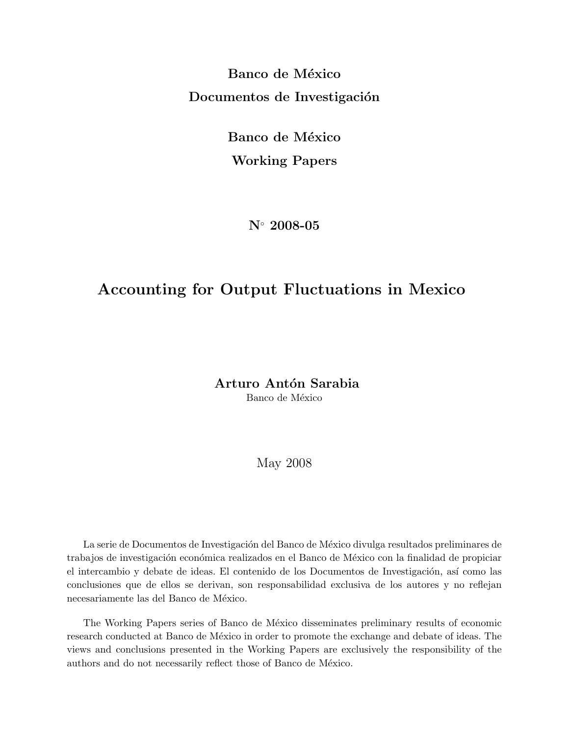**Banco de México**

**Documentos de Investigación**

**Banco de México**

**Working Papers**

**N° 2008-05**

# Accounting for Output Fluctuations in Mexico

**Arturo Antón Sarabia**

Banco de México

May 2008

La serie de Documentos de Investigación del Banco de México divulga resultados preliminares de trabajos de investigación económica realizados en el Banco de México con la finalidad de propiciar el intercambio y debate de ideas. El contenido de los Documentos de Investigación, así como las conclusiones que de ellos se derivan, son responsabilidad exclusiva de los autores y no reflejan necesariamente las del Banco de México.

The Working Papers series of Banco de México disseminates preliminary results of economic research conducted at Banco de México in order to promote the exchange and debate of ideas. The views and conclusions presented in the Working Papers are exclusively the responsibility of the authors and do not necessarily reflect those of Banco de México.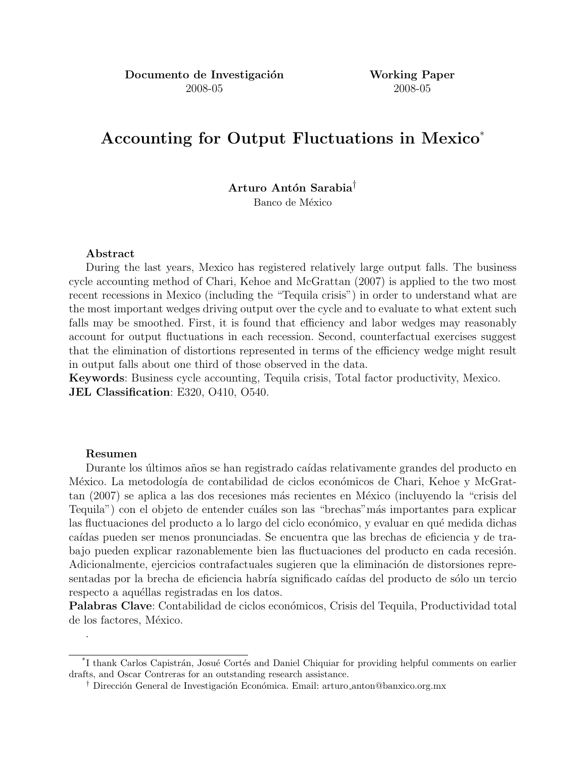**Documento de Investigación** 2008-05

**Working Paper** 2008-05

# Accounting for Output Fluctuations in Mexico*

**Arturo Antón Sarabia**†
Banco de México

**Abstract**

During the last years, Mexico has registered relatively large output falls. The business cycle accounting method of Chari, Kehoe and McGrattan (2007) is applied to the two most recent recessions in Mexico (including the "Tequila crisis") in order to understand what are the most important wedges driving output over the cycle and to evaluate to what extent such falls may be smoothed. First, it is found that efficiency and labor wedges may reasonably account for output fluctuations in each recession. Second, counterfactual exercises suggest that the elimination of distortions represented in terms of the efficiency wedge might result in output falls about one third of those observed in the data.

**Keywords**: Business cycle accounting, Tequila crisis, Total factor productivity, Mexico.
**JEL Classification**: E320, O410, O540.

**Resumen**

Durante los últimos años se han registrado caídas relativamente grandes del producto en México. La metodología de contabilidad de ciclos económicos de Chari, Kehoe y McGrattan (2007) se aplica a las dos recesiones más recientes en México (incluyendo la "crisis del Tequila") con el objeto de entender cuáles son las "brechas"más importantes para explicar las fluctuaciones del producto a lo largo del ciclo económico, y evaluar en qué medida dichas caídas pueden ser menos pronunciadas. Se encuentra que las brechas de eficiencia y de trabajo pueden explicar razonablemente bien las fluctuaciones del producto en cada recesión. Adicionalmente, ejercicios contrafactuales sugieren que la eliminación de distorsiones representadas por la brecha de eficiencia habría significado caídas del producto de sólo un tercio respecto a aquéllas registradas en los datos.

**Palabras Clave**: Contabilidad de ciclos económicos, Crisis del Tequila, Productividad total de los factores, México.

.

*I thank Carlos Capistrán, Josué Cortés and Daniel Chiquiar for providing helpful comments on earlier drafts, and Oscar Contreras for an outstanding research assistance.

† Dirección General de Investigación Económica. Email: arturo_anton@banxico.org.mx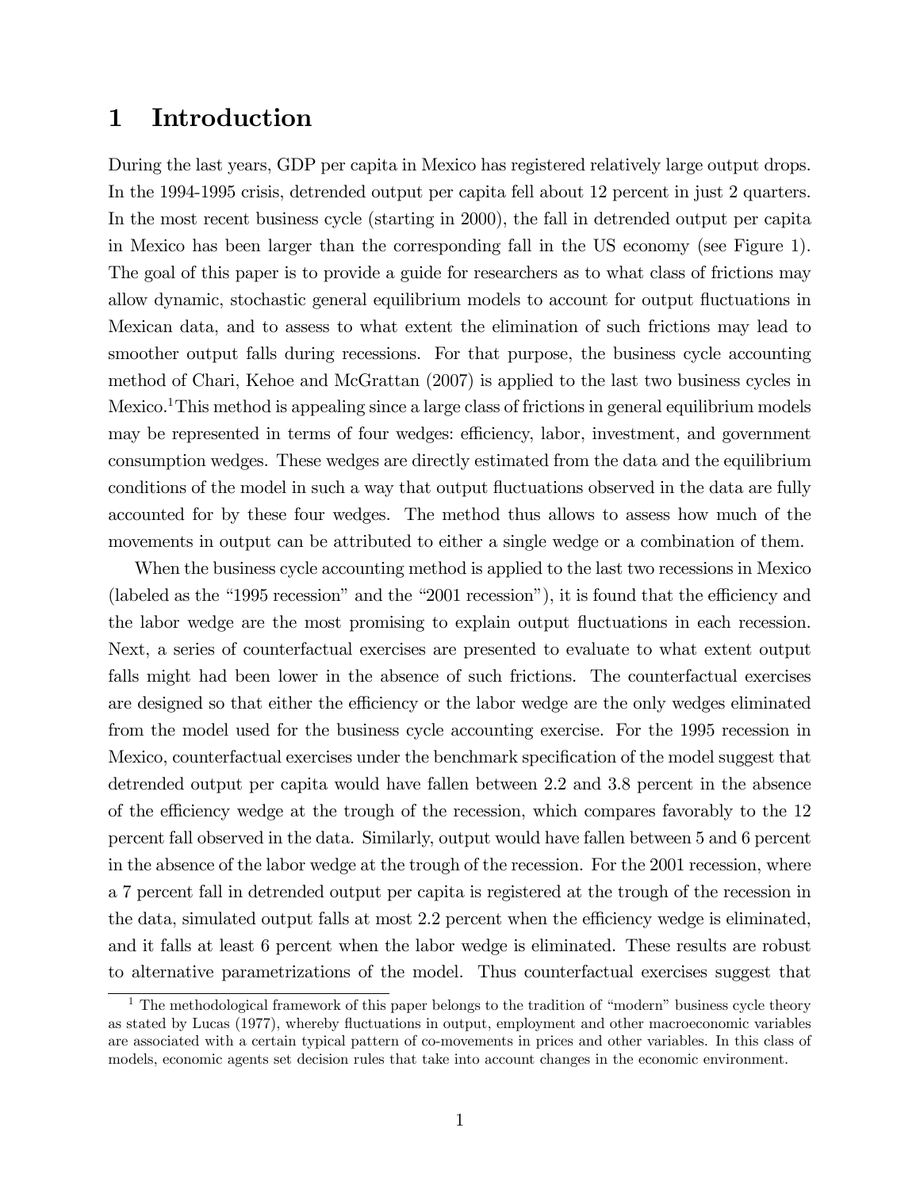# 1 Introduction

During the last years, GDP per capita in Mexico has registered relatively large output drops. In the 1994-1995 crisis, detrended output per capita fell about 12 percent in just 2 quarters. In the most recent business cycle (starting in 2000), the fall in detrended output per capita in Mexico has been larger than the corresponding fall in the US economy (see Figure 1). The goal of this paper is to provide a guide for researchers as to what class of frictions may allow dynamic, stochastic general equilibrium models to account for output fluctuations in Mexican data, and to assess to what extent the elimination of such frictions may lead to smoother output falls during recessions. For that purpose, the business cycle accounting method of Chari, Kehoe and McGrattan (2007) is applied to the last two business cycles in Mexico.[1] This method is appealing since a large class of frictions in general equilibrium models may be represented in terms of four wedges: efficiency, labor, investment, and government consumption wedges. These wedges are directly estimated from the data and the equilibrium conditions of the model in such a way that output fluctuations observed in the data are fully accounted for by these four wedges. The method thus allows to assess how much of the movements in output can be attributed to either a single wedge or a combination of them.

When the business cycle accounting method is applied to the last two recessions in Mexico (labeled as the "1995 recession" and the "2001 recession"), it is found that the efficiency and the labor wedge are the most promising to explain output fluctuations in each recession. Next, a series of counterfactual exercises are presented to evaluate to what extent output falls might had been lower in the absence of such frictions. The counterfactual exercises are designed so that either the efficiency or the labor wedge are the only wedges eliminated from the model used for the business cycle accounting exercise. For the 1995 recession in Mexico, counterfactual exercises under the benchmark specification of the model suggest that detrended output per capita would have fallen between 2.2 and 3.8 percent in the absence of the efficiency wedge at the trough of the recession, which compares favorably to the 12 percent fall observed in the data. Similarly, output would have fallen between 5 and 6 percent in the absence of the labor wedge at the trough of the recession. For the 2001 recession, where a 7 percent fall in detrended output per capita is registered at the trough of the recession in the data, simulated output falls at most 2.2 percent when the efficiency wedge is eliminated, and it falls at least 6 percent when the labor wedge is eliminated. These results are robust to alternative parametrizations of the model. Thus counterfactual exercises suggest that

[1] The methodological framework of this paper belongs to the tradition of "modern" business cycle theory as stated by Lucas (1977), whereby fluctuations in output, employment and other macroeconomic variables are associated with a certain typical pattern of co-movements in prices and other variables. In this class of models, economic agents set decision rules that take into account changes in the economic environment.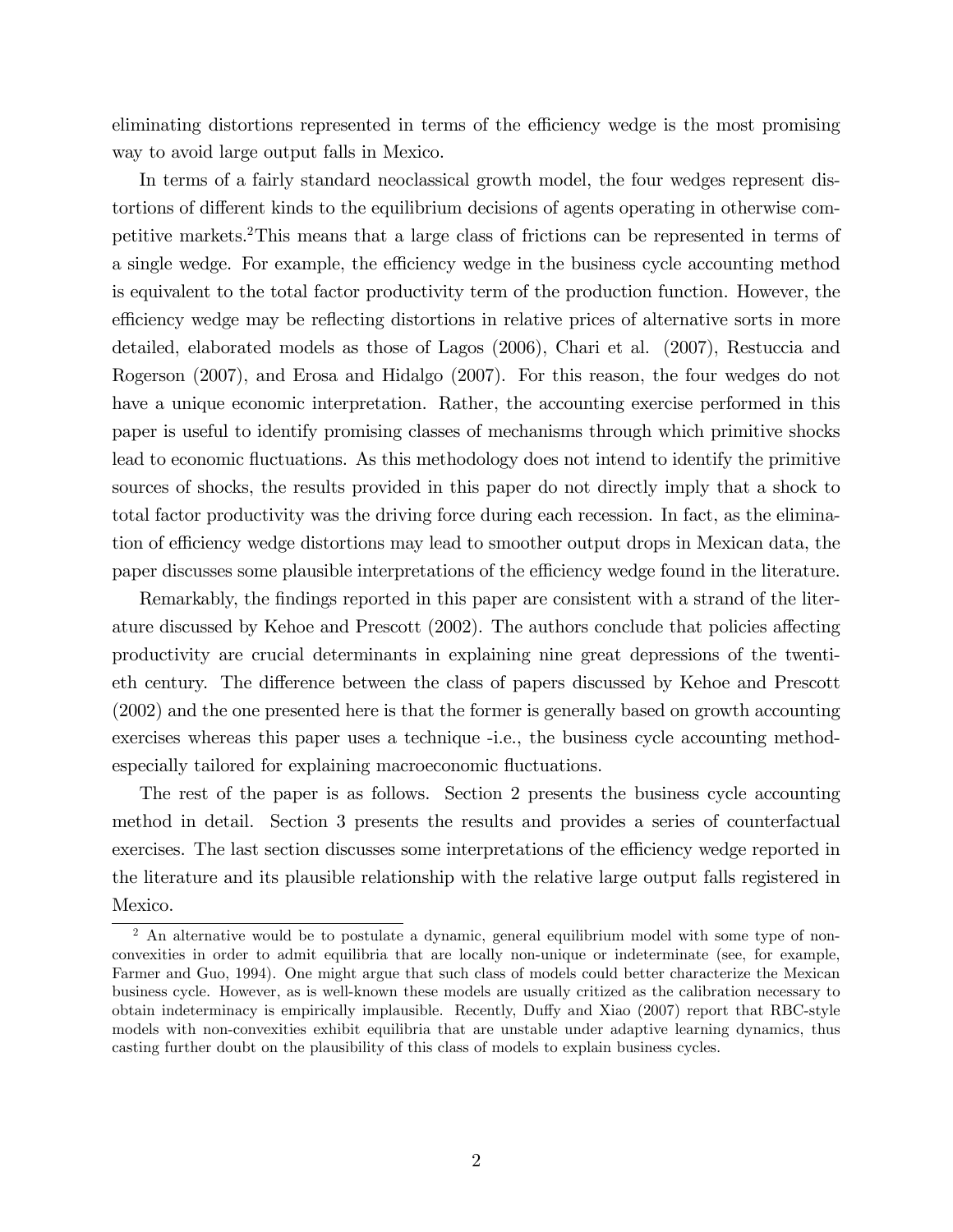eliminating distortions represented in terms of the efficiency wedge is the most promising way to avoid large output falls in Mexico.

In terms of a fairly standard neoclassical growth model, the four wedges represent distortions of different kinds to the equilibrium decisions of agents operating in otherwise competitive markets.[2] This means that a large class of frictions can be represented in terms of a single wedge. For example, the efficiency wedge in the business cycle accounting method is equivalent to the total factor productivity term of the production function. However, the efficiency wedge may be reflecting distortions in relative prices of alternative sorts in more detailed, elaborated models as those of Lagos (2006), Chari et al. (2007), Restuccia and Rogerson (2007), and Erosa and Hidalgo (2007). For this reason, the four wedges do not have a unique economic interpretation. Rather, the accounting exercise performed in this paper is useful to identify promising classes of mechanisms through which primitive shocks lead to economic fluctuations. As this methodology does not intend to identify the primitive sources of shocks, the results provided in this paper do not directly imply that a shock to total factor productivity was the driving force during each recession. In fact, as the elimination of efficiency wedge distortions may lead to smoother output drops in Mexican data, the paper discusses some plausible interpretations of the efficiency wedge found in the literature.

Remarkably, the findings reported in this paper are consistent with a strand of the literature discussed by Kehoe and Prescott (2002). The authors conclude that policies affecting productivity are crucial determinants in explaining nine great depressions of the twentieth century. The difference between the class of papers discussed by Kehoe and Prescott (2002) and the one presented here is that the former is generally based on growth accounting exercises whereas this paper uses a technique -i.e., the business cycle accounting method-especially tailored for explaining macroeconomic fluctuations.

The rest of the paper is as follows. Section 2 presents the business cycle accounting method in detail. Section 3 presents the results and provides a series of counterfactual exercises. The last section discusses some interpretations of the efficiency wedge reported in the literature and its plausible relationship with the relative large output falls registered in Mexico.

[2] An alternative would be to postulate a dynamic, general equilibrium model with some type of non-convexities in order to admit equilibria that are locally non-unique or indeterminate (see, for example, Farmer and Guo, 1994). One might argue that such class of models could better characterize the Mexican business cycle. However, as is well-known these models are usually critized as the calibration necessary to obtain indeterminacy is empirically implausible. Recently, Duffy and Xiao (2007) report that RBC-style models with non-convexities exhibit equilibria that are unstable under adaptive learning dynamics, thus casting further doubt on the plausibility of this class of models to explain business cycles.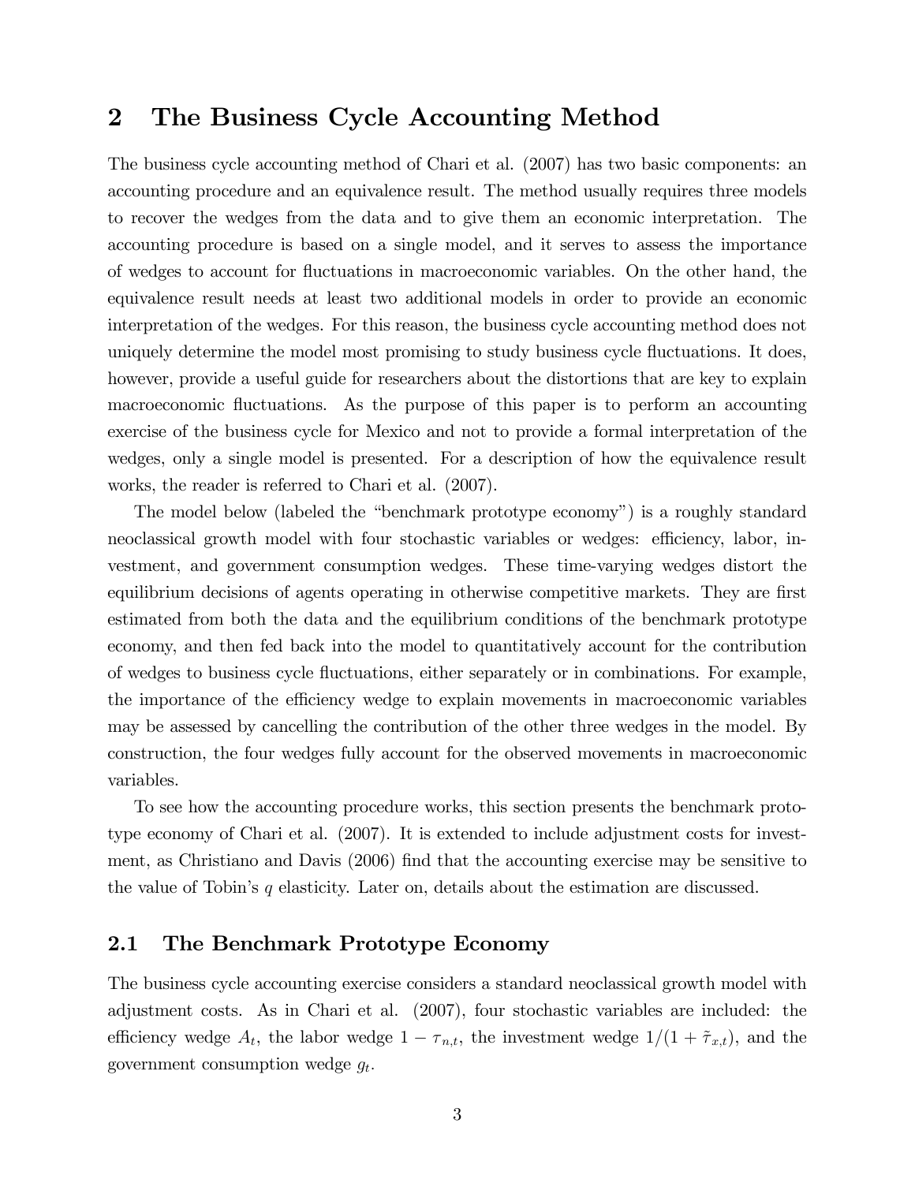## 2 The Business Cycle Accounting Method

The business cycle accounting method of Chari et al. (2007) has two basic components: an accounting procedure and an equivalence result. The method usually requires three models to recover the wedges from the data and to give them an economic interpretation. The accounting procedure is based on a single model, and it serves to assess the importance of wedges to account for fluctuations in macroeconomic variables. On the other hand, the equivalence result needs at least two additional models in order to provide an economic interpretation of the wedges. For this reason, the business cycle accounting method does not uniquely determine the model most promising to study business cycle fluctuations. It does, however, provide a useful guide for researchers about the distortions that are key to explain macroeconomic fluctuations. As the purpose of this paper is to perform an accounting exercise of the business cycle for Mexico and not to provide a formal interpretation of the wedges, only a single model is presented. For a description of how the equivalence result works, the reader is referred to Chari et al. (2007).

The model below (labeled the "benchmark prototype economy") is a roughly standard neoclassical growth model with four stochastic variables or wedges: efficiency, labor, investment, and government consumption wedges. These time-varying wedges distort the equilibrium decisions of agents operating in otherwise competitive markets. They are first estimated from both the data and the equilibrium conditions of the benchmark prototype economy, and then fed back into the model to quantitatively account for the contribution of wedges to business cycle fluctuations, either separately or in combinations. For example, the importance of the efficiency wedge to explain movements in macroeconomic variables may be assessed by cancelling the contribution of the other three wedges in the model. By construction, the four wedges fully account for the observed movements in macroeconomic variables.

To see how the accounting procedure works, this section presents the benchmark prototype economy of Chari et al. (2007). It is extended to include adjustment costs for investment, as Christiano and Davis (2006) find that the accounting exercise may be sensitive to the value of Tobin's $q$ elasticity. Later on, details about the estimation are discussed.

### 2.1 The Benchmark Prototype Economy

The business cycle accounting exercise considers a standard neoclassical growth model with adjustment costs. As in Chari et al. (2007), four stochastic variables are included: the efficiency wedge $A_t$, the labor wedge $1 - \tau_{n,t}$, the investment wedge $1/(1 + \tilde{\tau}_{x,t})$, and the government consumption wedge $g_t$.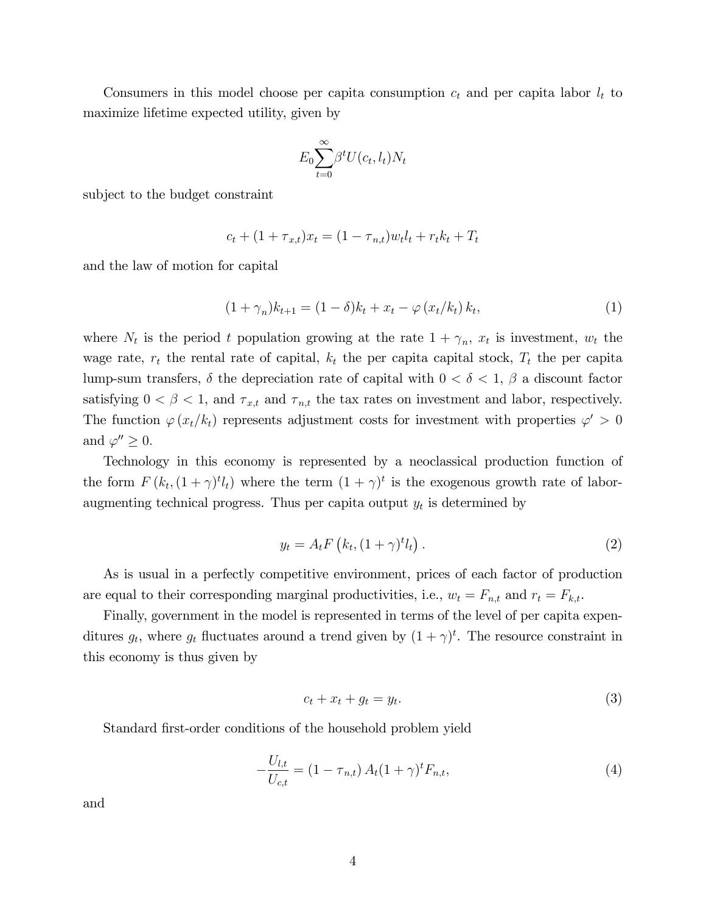Consumers in this model choose per capita consumption $c_t$ and per capita labor $l_t$ to maximize lifetime expected utility, given by

$$E_0 \sum_{t=0}^{\infty} \beta^t U(c_t, l_t) N_t$$

subject to the budget constraint

$$c_t + (1 + \tau_{x,t}) x_t = (1 - \tau_{n,t}) w_t l_t + r_t k_t + T_t$$

and the law of motion for capital

$$(1 + \gamma_n) k_{t+1} = (1 - \delta) k_t + x_t - \varphi\left(x_t/k_t\right) k_t, \tag{1}$$

where $N_t$ is the period $t$ population growing at the rate $1 + \gamma_n$, $x_t$ is investment, $w_t$ the wage rate, $r_t$ the rental rate of capital, $k_t$ the per capita capital stock, $T_t$ the per capita lump-sum transfers, $\delta$ the depreciation rate of capital with $0 < \delta < 1$, $\beta$ a discount factor satisfying $0 < \beta < 1$, and $\tau_{x,t}$ and $\tau_{n,t}$ the tax rates on investment and labor, respectively. The function $\varphi\left(x_t/k_t\right)$ represents adjustment costs for investment with properties $\varphi' > 0$ and $\varphi'' \geq 0$.

Technology in this economy is represented by a neoclassical production function of the form $F\left(k_t, (1 + \gamma)^t l_t\right)$ where the term $(1 + \gamma)^t$ is the exogenous growth rate of labor-augmenting technical progress. Thus per capita output $y_t$ is determined by

$$y_t = A_t F\left(k_t, (1 + \gamma)^t l_t\right). \tag{2}$$

As is usual in a perfectly competitive environment, prices of each factor of production are equal to their corresponding marginal productivities, i.e., $w_t = F_{n,t}$ and $r_t = F_{k,t}$.

Finally, government in the model is represented in terms of the level of per capita expenditures $g_t$, where $g_t$ fluctuates around a trend given by $(1 + \gamma)^t$. The resource constraint in this economy is thus given by

$$c_t + x_t + g_t = y_t. \tag{3}$$

Standard first-order conditions of the household problem yield

$$-\frac{U_{l,t}}{U_{c,t}} = \left(1 - \tau_{n,t}\right) A_t (1 + \gamma)^t F_{n,t}, \tag{4}$$

and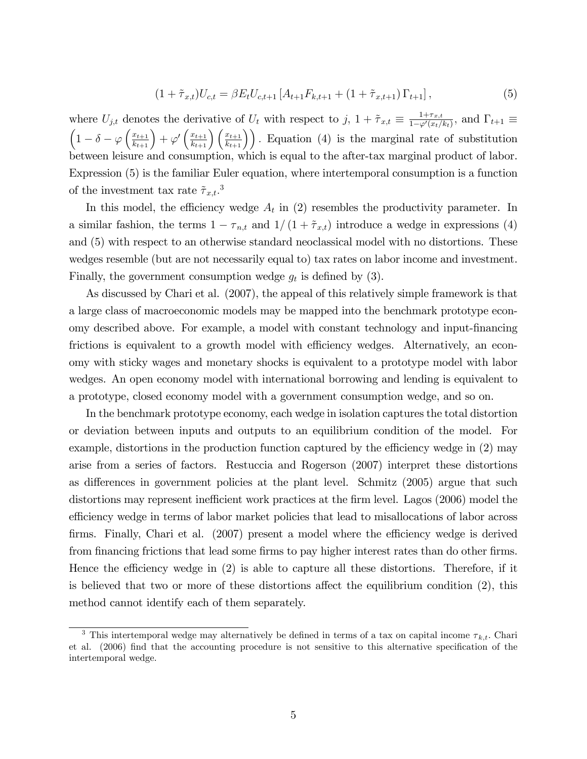$$(1 + \tilde{\tau}_{x,t})U_{c,t} = \beta E_t U_{c,t+1} \left[ A_{t+1} F_{k,t+1} + (1 + \tilde{\tau}_{x,t+1}) \Gamma_{t+1} \right], \tag{5}$$

where $U_{j,t}$ denotes the derivative of $U_t$ with respect to $j$, $1 + \tilde{\tau}_{x,t} \equiv \frac{1+\tau_{x,t}}{1-\varphi'(x_t/k_t)}$, and $\Gamma_{t+1} \equiv \left(1 - \delta - \varphi\left(\frac{x_{t+1}}{k_{t+1}}\right) + \varphi'\left(\frac{x_{t+1}}{k_{t+1}}\right)\left(\frac{x_{t+1}}{k_{t+1}}\right)\right)$. Equation (4) is the marginal rate of substitution between leisure and consumption, which is equal to the after-tax marginal product of labor. Expression (5) is the familiar Euler equation, where intertemporal consumption is a function of the investment tax rate $\tilde{\tau}_{x,t}$.[3]

In this model, the efficiency wedge $A_t$ in (2) resembles the productivity parameter. In a similar fashion, the terms $1 - \tau_{n,t}$ and $1/(1 + \tilde{\tau}_{x,t})$ introduce a wedge in expressions (4) and (5) with respect to an otherwise standard neoclassical model with no distortions. These wedges resemble (but are not necessarily equal to) tax rates on labor income and investment. Finally, the government consumption wedge $g_t$ is defined by (3).

As discussed by Chari et al. (2007), the appeal of this relatively simple framework is that a large class of macroeconomic models may be mapped into the benchmark prototype economy described above. For example, a model with constant technology and input-financing frictions is equivalent to a growth model with efficiency wedges. Alternatively, an economy with sticky wages and monetary shocks is equivalent to a prototype model with labor wedges. An open economy model with international borrowing and lending is equivalent to a prototype, closed economy model with a government consumption wedge, and so on.

In the benchmark prototype economy, each wedge in isolation captures the total distortion or deviation between inputs and outputs to an equilibrium condition of the model. For example, distortions in the production function captured by the efficiency wedge in (2) may arise from a series of factors. Restuccia and Rogerson (2007) interpret these distortions as differences in government policies at the plant level. Schmitz (2005) argue that such distortions may represent inefficient work practices at the firm level. Lagos (2006) model the efficiency wedge in terms of labor market policies that lead to misallocations of labor across firms. Finally, Chari et al. (2007) present a model where the efficiency wedge is derived from financing frictions that lead some firms to pay higher interest rates than do other firms. Hence the efficiency wedge in (2) is able to capture all these distortions. Therefore, if it is believed that two or more of these distortions affect the equilibrium condition (2), this method cannot identify each of them separately.

[3] This intertemporal wedge may alternatively be defined in terms of a tax on capital income $\tau_{k,t}$. Chari et al. (2006) find that the accounting procedure is not sensitive to this alternative specification of the intertemporal wedge.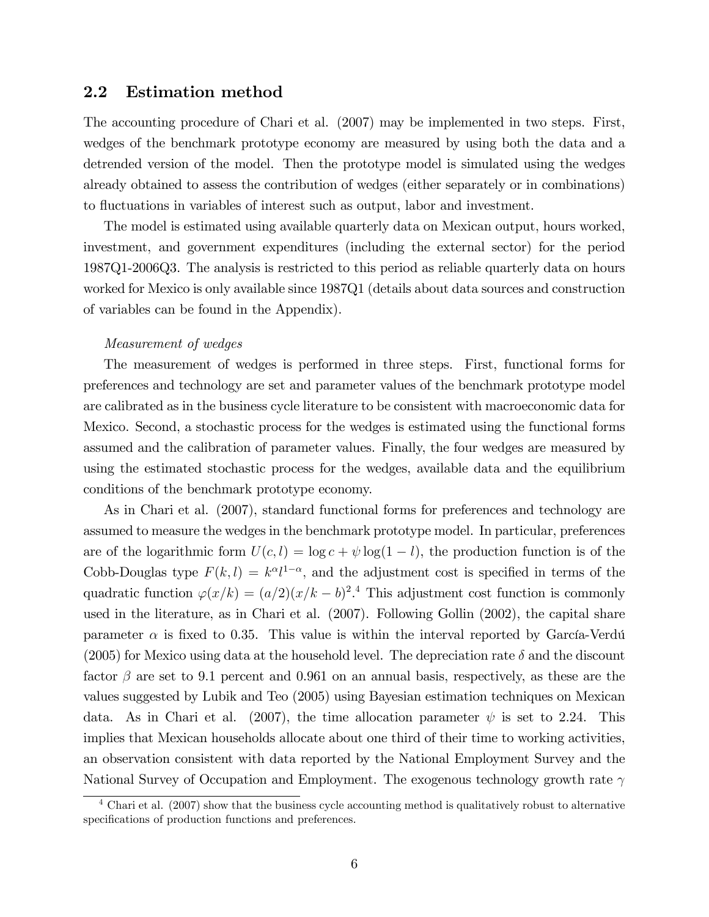## 2.2 Estimation method

The accounting procedure of Chari et al. (2007) may be implemented in two steps. First, wedges of the benchmark prototype economy are measured by using both the data and a detrended version of the model. Then the prototype model is simulated using the wedges already obtained to assess the contribution of wedges (either separately or in combinations) to fluctuations in variables of interest such as output, labor and investment.

The model is estimated using available quarterly data on Mexican output, hours worked, investment, and government expenditures (including the external sector) for the period 1987Q1-2006Q3. The analysis is restricted to this period as reliable quarterly data on hours worked for Mexico is only available since 1987Q1 (details about data sources and construction of variables can be found in the Appendix).

*Measurement of wedges*

The measurement of wedges is performed in three steps. First, functional forms for preferences and technology are set and parameter values of the benchmark prototype model are calibrated as in the business cycle literature to be consistent with macroeconomic data for Mexico. Second, a stochastic process for the wedges is estimated using the functional forms assumed and the calibration of parameter values. Finally, the four wedges are measured by using the estimated stochastic process for the wedges, available data and the equilibrium conditions of the benchmark prototype economy.

As in Chari et al. (2007), standard functional forms for preferences and technology are assumed to measure the wedges in the benchmark prototype model. In particular, preferences are of the logarithmic form $U(c, l) = \log c + \psi \log(1 - l)$, the production function is of the Cobb-Douglas type $F(k, l) = k^{\alpha} l^{1-\alpha}$, and the adjustment cost is specified in terms of the quadratic function $\varphi(x/k) = (a/2)(x/k - b)^2$.[4] This adjustment cost function is commonly used in the literature, as in Chari et al. (2007). Following Gollin (2002), the capital share parameter $\alpha$ is fixed to 0.35. This value is within the interval reported by García-Verdú (2005) for Mexico using data at the household level. The depreciation rate $\delta$ and the discount factor $\beta$ are set to 9.1 percent and 0.961 on an annual basis, respectively, as these are the values suggested by Lubik and Teo (2005) using Bayesian estimation techniques on Mexican data. As in Chari et al. (2007), the time allocation parameter $\psi$ is set to 2.24. This implies that Mexican households allocate about one third of their time to working activities, an observation consistent with data reported by the National Employment Survey and the National Survey of Occupation and Employment. The exogenous technology growth rate $\gamma$

[4] Chari et al. (2007) show that the business cycle accounting method is qualitatively robust to alternative specifications of production functions and preferences.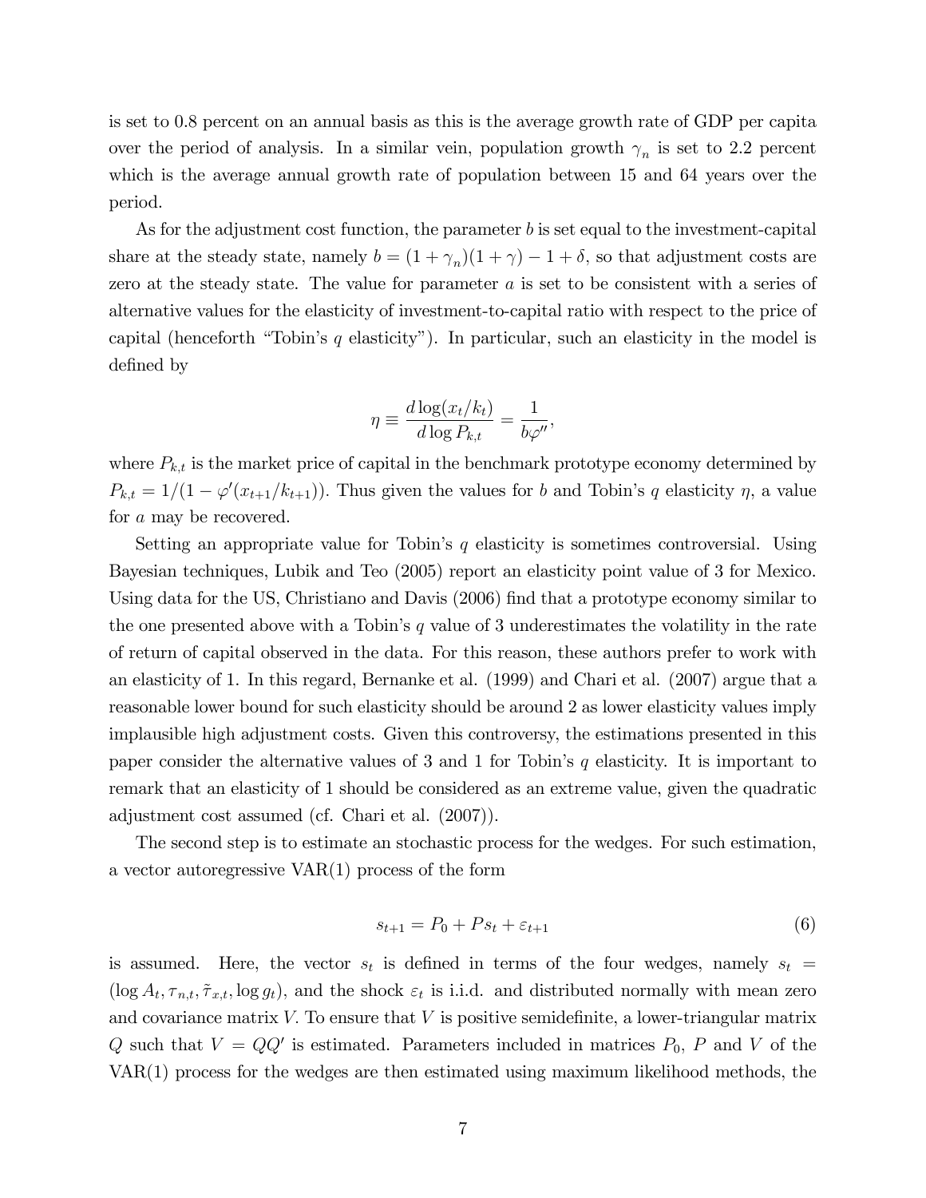is set to 0.8 percent on an annual basis as this is the average growth rate of GDP per capita over the period of analysis. In a similar vein, population growth $\gamma_n$ is set to 2.2 percent which is the average annual growth rate of population between 15 and 64 years over the period.

As for the adjustment cost function, the parameter $b$ is set equal to the investment-capital share at the steady state, namely $b = (1+\gamma_n)(1+\gamma) - 1 + \delta$, so that adjustment costs are zero at the steady state. The value for parameter $a$ is set to be consistent with a series of alternative values for the elasticity of investment-to-capital ratio with respect to the price of capital (henceforth "Tobin's $q$ elasticity"). In particular, such an elasticity in the model is defined by

$$\eta \equiv \frac{d\log(x_t/k_t)}{d\log P_{k,t}} = \frac{1}{b\varphi''},$$

where $P_{k,t}$ is the market price of capital in the benchmark prototype economy determined by $P_{k,t} = 1/(1-\varphi'(x_{t+1}/k_{t+1}))$. Thus given the values for $b$ and Tobin's $q$ elasticity $\eta$, a value for $a$ may be recovered.

Setting an appropriate value for Tobin's $q$ elasticity is sometimes controversial. Using Bayesian techniques, Lubik and Teo (2005) report an elasticity point value of 3 for Mexico. Using data for the US, Christiano and Davis (2006) find that a prototype economy similar to the one presented above with a Tobin's $q$ value of 3 underestimates the volatility in the rate of return of capital observed in the data. For this reason, these authors prefer to work with an elasticity of 1. In this regard, Bernanke et al. (1999) and Chari et al. (2007) argue that a reasonable lower bound for such elasticity should be around 2 as lower elasticity values imply implausible high adjustment costs. Given this controversy, the estimations presented in this paper consider the alternative values of 3 and 1 for Tobin's $q$ elasticity. It is important to remark that an elasticity of 1 should be considered as an extreme value, given the quadratic adjustment cost assumed (cf. Chari et al. (2007)).

The second step is to estimate an stochastic process for the wedges. For such estimation, a vector autoregressive VAR(1) process of the form

$$s_{t+1} = P_0 + Ps_t + \varepsilon_{t+1} \tag{6}$$

is assumed. Here, the vector $s_t$ is defined in terms of the four wedges, namely $s_t = (\log A_t, \tau_{n,t}, \tilde{\tau}_{x,t}, \log g_t)$, and the shock $\varepsilon_t$ is i.i.d. and distributed normally with mean zero and covariance matrix $V$. To ensure that $V$ is positive semidefinite, a lower-triangular matrix $Q$ such that $V = QQ'$ is estimated. Parameters included in matrices $P_0$, $P$ and $V$ of the VAR(1) process for the wedges are then estimated using maximum likelihood methods, the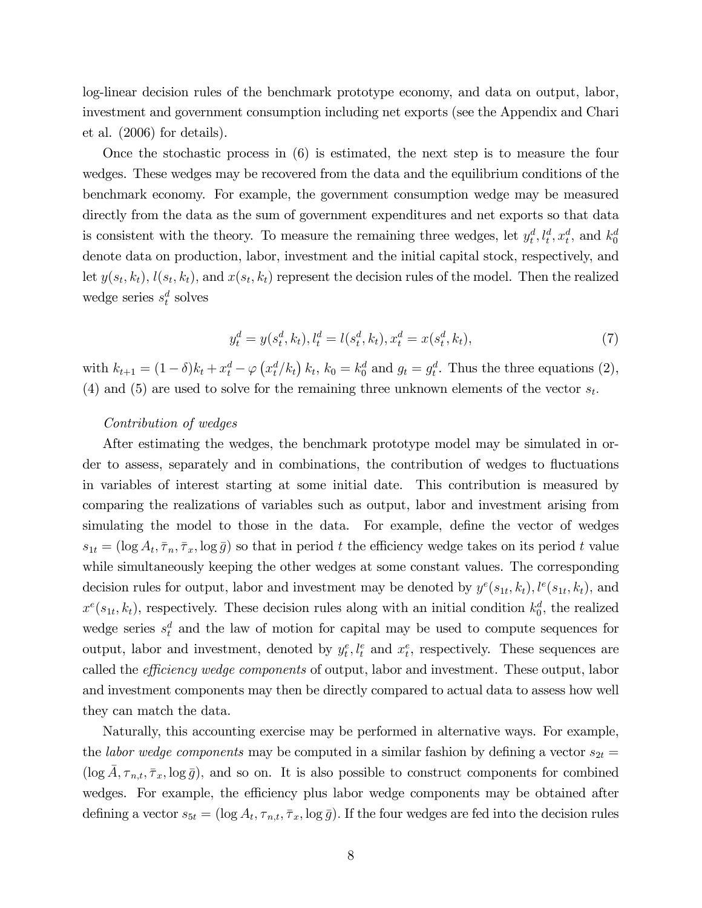log-linear decision rules of the benchmark prototype economy, and data on output, labor, investment and government consumption including net exports (see the Appendix and Chari et al. (2006) for details).

Once the stochastic process in (6) is estimated, the next step is to measure the four wedges. These wedges may be recovered from the data and the equilibrium conditions of the benchmark economy. For example, the government consumption wedge may be measured directly from the data as the sum of government expenditures and net exports so that data is consistent with the theory. To measure the remaining three wedges, let $y_t^d, l_t^d, x_t^d$, and $k_0^d$ denote data on production, labor, investment and the initial capital stock, respectively, and let $y(s_t, k_t)$, $l(s_t, k_t)$, and $x(s_t, k_t)$ represent the decision rules of the model. Then the realized wedge series $s_t^d$ solves

$$y_t^d = y(s_t^d, k_t), l_t^d = l(s_t^d, k_t), x_t^d = x(s_t^d, k_t), \tag{7}$$

with $k_{t+1} = (1-\delta)k_t + x_t^d - \varphi\left(x_t^d/k_t\right)k_t$, $k_0 = k_0^d$ and $g_t = g_t^d$. Thus the three equations (2), (4) and (5) are used to solve for the remaining three unknown elements of the vector $s_t$.

*Contribution of wedges*

After estimating the wedges, the benchmark prototype model may be simulated in order to assess, separately and in combinations, the contribution of wedges to fluctuations in variables of interest starting at some initial date. This contribution is measured by comparing the realizations of variables such as output, labor and investment arising from simulating the model to those in the data. For example, define the vector of wedges $s_{1t} = (\log A_t, \bar{\tau}_n, \bar{\tau}_x, \log \bar{g})$ so that in period $t$ the efficiency wedge takes on its period $t$ value while simultaneously keeping the other wedges at some constant values. The corresponding decision rules for output, labor and investment may be denoted by $y^e(s_{1t}, k_t), l^e(s_{1t}, k_t)$, and $x^e(s_{1t}, k_t)$, respectively. These decision rules along with an initial condition $k_0^d$, the realized wedge series $s_t^d$ and the law of motion for capital may be used to compute sequences for output, labor and investment, denoted by $y_t^e, l_t^e$ and $x_t^e$, respectively. These sequences are called the *efficiency wedge components* of output, labor and investment. These output, labor and investment components may then be directly compared to actual data to assess how well they can match the data.

Naturally, this accounting exercise may be performed in alternative ways. For example, the *labor wedge components* may be computed in a similar fashion by defining a vector $s_{2t} = (\log \bar{A}, \tau_{n,t}, \bar{\tau}_x, \log \bar{g})$, and so on. It is also possible to construct components for combined wedges. For example, the efficiency plus labor wedge components may be obtained after defining a vector $s_{5t} = (\log A_t, \tau_{n,t}, \bar{\tau}_x, \log \bar{g})$. If the four wedges are fed into the decision rules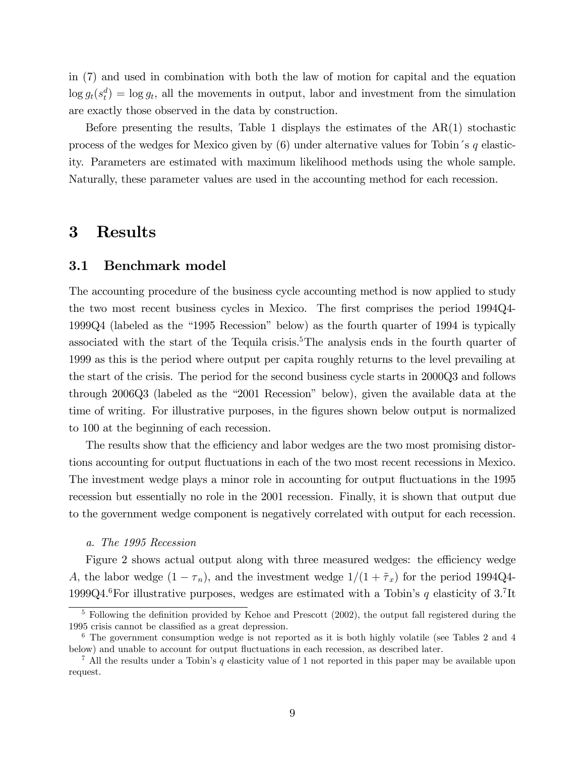in (7) and used in combination with both the law of motion for capital and the equation $\log g_t(s_t^d) = \log g_t$, all the movements in output, labor and investment from the simulation are exactly those observed in the data by construction.

Before presenting the results, Table 1 displays the estimates of the AR(1) stochastic process of the wedges for Mexico given by (6) under alternative values for Tobin´s $q$ elasticity. Parameters are estimated with maximum likelihood methods using the whole sample. Naturally, these parameter values are used in the accounting method for each recession.

# 3 Results

## 3.1 Benchmark model

The accounting procedure of the business cycle accounting method is now applied to study the two most recent business cycles in Mexico. The first comprises the period 1994Q4-1999Q4 (labeled as the "1995 Recession" below) as the fourth quarter of 1994 is typically associated with the start of the Tequila crisis.[5] The analysis ends in the fourth quarter of 1999 as this is the period where output per capita roughly returns to the level prevailing at the start of the crisis. The period for the second business cycle starts in 2000Q3 and follows through 2006Q3 (labeled as the "2001 Recession" below), given the available data at the time of writing. For illustrative purposes, in the figures shown below output is normalized to 100 at the beginning of each recession.

The results show that the efficiency and labor wedges are the two most promising distortions accounting for output fluctuations in each of the two most recent recessions in Mexico. The investment wedge plays a minor role in accounting for output fluctuations in the 1995 recession but essentially no role in the 2001 recession. Finally, it is shown that output due to the government wedge component is negatively correlated with output for each recession.

*a. The 1995 Recession*

Figure 2 shows actual output along with three measured wedges: the efficiency wedge $A$, the labor wedge $(1 - \tau_n)$, and the investment wedge $1/(1 + \tilde{\tau}_x)$ for the period 1994Q4-1999Q4.[6] For illustrative purposes, wedges are estimated with a Tobin's $q$ elasticity of 3.[7] It

[5] Following the definition provided by Kehoe and Prescott (2002), the output fall registered during the 1995 crisis cannot be classified as a great depression.

[6] The government consumption wedge is not reported as it is both highly volatile (see Tables 2 and 4 below) and unable to account for output fluctuations in each recession, as described later.

[7] All the results under a Tobin's $q$ elasticity value of 1 not reported in this paper may be available upon request.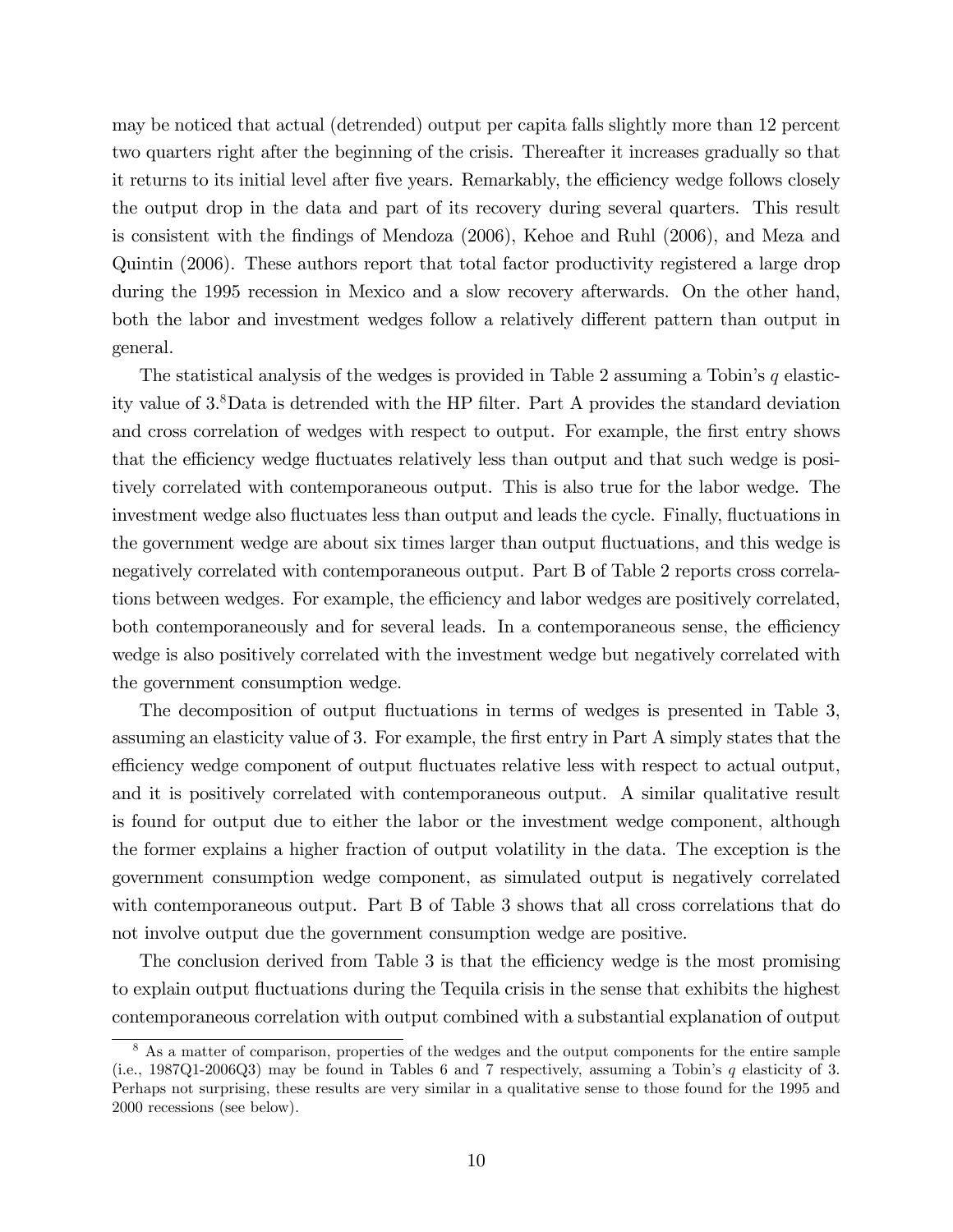may be noticed that actual (detrended) output per capita falls slightly more than 12 percent two quarters right after the beginning of the crisis. Thereafter it increases gradually so that it returns to its initial level after five years. Remarkably, the efficiency wedge follows closely the output drop in the data and part of its recovery during several quarters. This result is consistent with the findings of Mendoza (2006), Kehoe and Ruhl (2006), and Meza and Quintin (2006). These authors report that total factor productivity registered a large drop during the 1995 recession in Mexico and a slow recovery afterwards. On the other hand, both the labor and investment wedges follow a relatively different pattern than output in general.

The statistical analysis of the wedges is provided in Table 2 assuming a Tobin's $q$ elasticity value of 3.[8] Data is detrended with the HP filter. Part A provides the standard deviation and cross correlation of wedges with respect to output. For example, the first entry shows that the efficiency wedge fluctuates relatively less than output and that such wedge is positively correlated with contemporaneous output. This is also true for the labor wedge. The investment wedge also fluctuates less than output and leads the cycle. Finally, fluctuations in the government wedge are about six times larger than output fluctuations, and this wedge is negatively correlated with contemporaneous output. Part B of Table 2 reports cross correlations between wedges. For example, the efficiency and labor wedges are positively correlated, both contemporaneously and for several leads. In a contemporaneous sense, the efficiency wedge is also positively correlated with the investment wedge but negatively correlated with the government consumption wedge.

The decomposition of output fluctuations in terms of wedges is presented in Table 3, assuming an elasticity value of 3. For example, the first entry in Part A simply states that the efficiency wedge component of output fluctuates relative less with respect to actual output, and it is positively correlated with contemporaneous output. A similar qualitative result is found for output due to either the labor or the investment wedge component, although the former explains a higher fraction of output volatility in the data. The exception is the government consumption wedge component, as simulated output is negatively correlated with contemporaneous output. Part B of Table 3 shows that all cross correlations that do not involve output due the government consumption wedge are positive.

The conclusion derived from Table 3 is that the efficiency wedge is the most promising to explain output fluctuations during the Tequila crisis in the sense that exhibits the highest contemporaneous correlation with output combined with a substantial explanation of output

[8] As a matter of comparison, properties of the wedges and the output components for the entire sample (i.e., 1987Q1-2006Q3) may be found in Tables 6 and 7 respectively, assuming a Tobin's $q$ elasticity of 3. Perhaps not surprising, these results are very similar in a qualitative sense to those found for the 1995 and 2000 recessions (see below).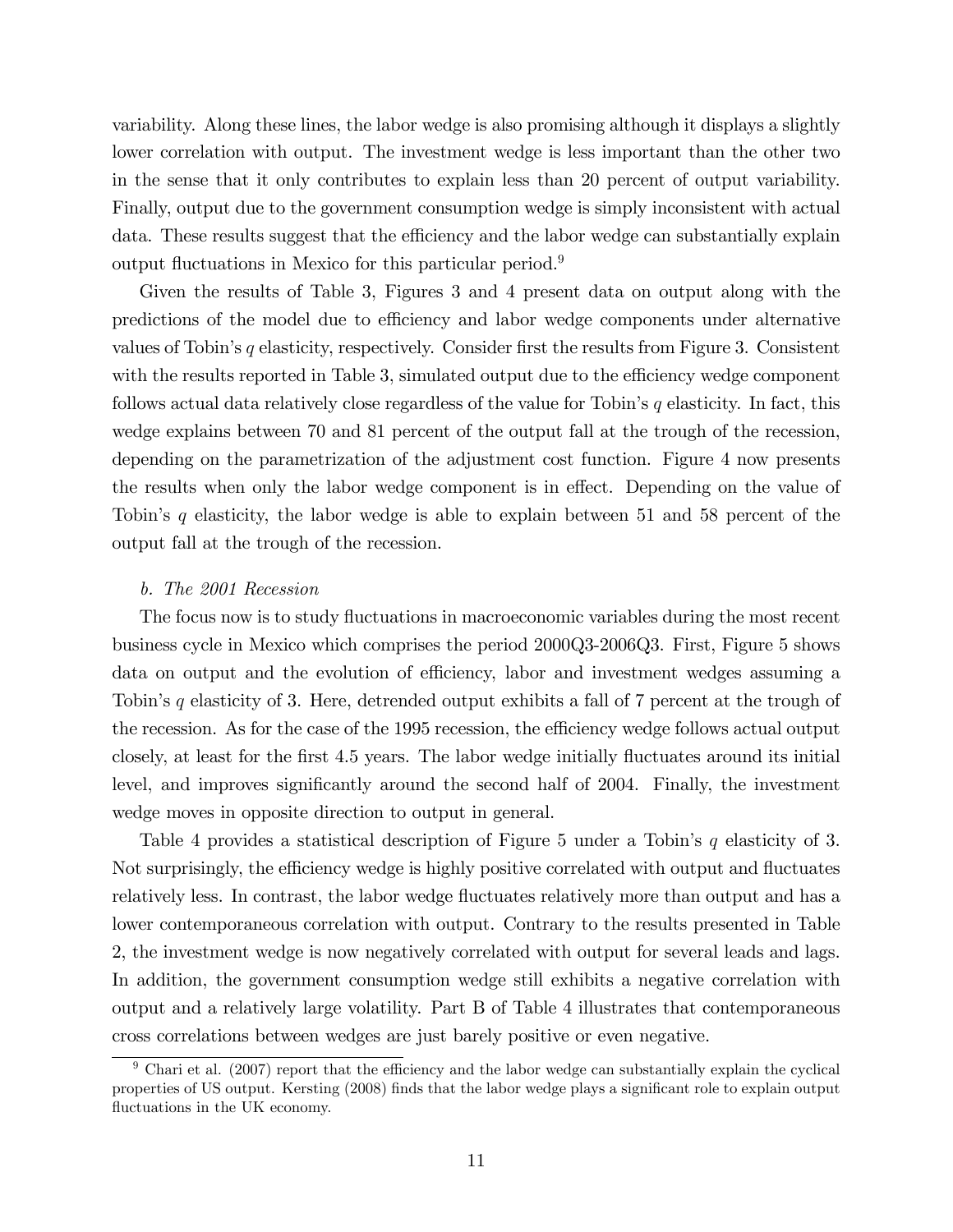variability. Along these lines, the labor wedge is also promising although it displays a slightly lower correlation with output. The investment wedge is less important than the other two in the sense that it only contributes to explain less than 20 percent of output variability. Finally, output due to the government consumption wedge is simply inconsistent with actual data. These results suggest that the efficiency and the labor wedge can substantially explain output fluctuations in Mexico for this particular period.[9]

Given the results of Table 3, Figures 3 and 4 present data on output along with the predictions of the model due to efficiency and labor wedge components under alternative values of Tobin's $q$ elasticity, respectively. Consider first the results from Figure 3. Consistent with the results reported in Table 3, simulated output due to the efficiency wedge component follows actual data relatively close regardless of the value for Tobin's $q$ elasticity. In fact, this wedge explains between 70 and 81 percent of the output fall at the trough of the recession, depending on the parametrization of the adjustment cost function. Figure 4 now presents the results when only the labor wedge component is in effect. Depending on the value of Tobin's $q$ elasticity, the labor wedge is able to explain between 51 and 58 percent of the output fall at the trough of the recession.

*b. The 2001 Recession*

The focus now is to study fluctuations in macroeconomic variables during the most recent business cycle in Mexico which comprises the period 2000Q3-2006Q3. First, Figure 5 shows data on output and the evolution of efficiency, labor and investment wedges assuming a Tobin's $q$ elasticity of 3. Here, detrended output exhibits a fall of 7 percent at the trough of the recession. As for the case of the 1995 recession, the efficiency wedge follows actual output closely, at least for the first 4.5 years. The labor wedge initially fluctuates around its initial level, and improves significantly around the second half of 2004. Finally, the investment wedge moves in opposite direction to output in general.

Table 4 provides a statistical description of Figure 5 under a Tobin's $q$ elasticity of 3. Not surprisingly, the efficiency wedge is highly positive correlated with output and fluctuates relatively less. In contrast, the labor wedge fluctuates relatively more than output and has a lower contemporaneous correlation with output. Contrary to the results presented in Table 2, the investment wedge is now negatively correlated with output for several leads and lags. In addition, the government consumption wedge still exhibits a negative correlation with output and a relatively large volatility. Part B of Table 4 illustrates that contemporaneous cross correlations between wedges are just barely positive or even negative.

[9] Chari et al. (2007) report that the efficiency and the labor wedge can substantially explain the cyclical properties of US output. Kersting (2008) finds that the labor wedge plays a significant role to explain output fluctuations in the UK economy.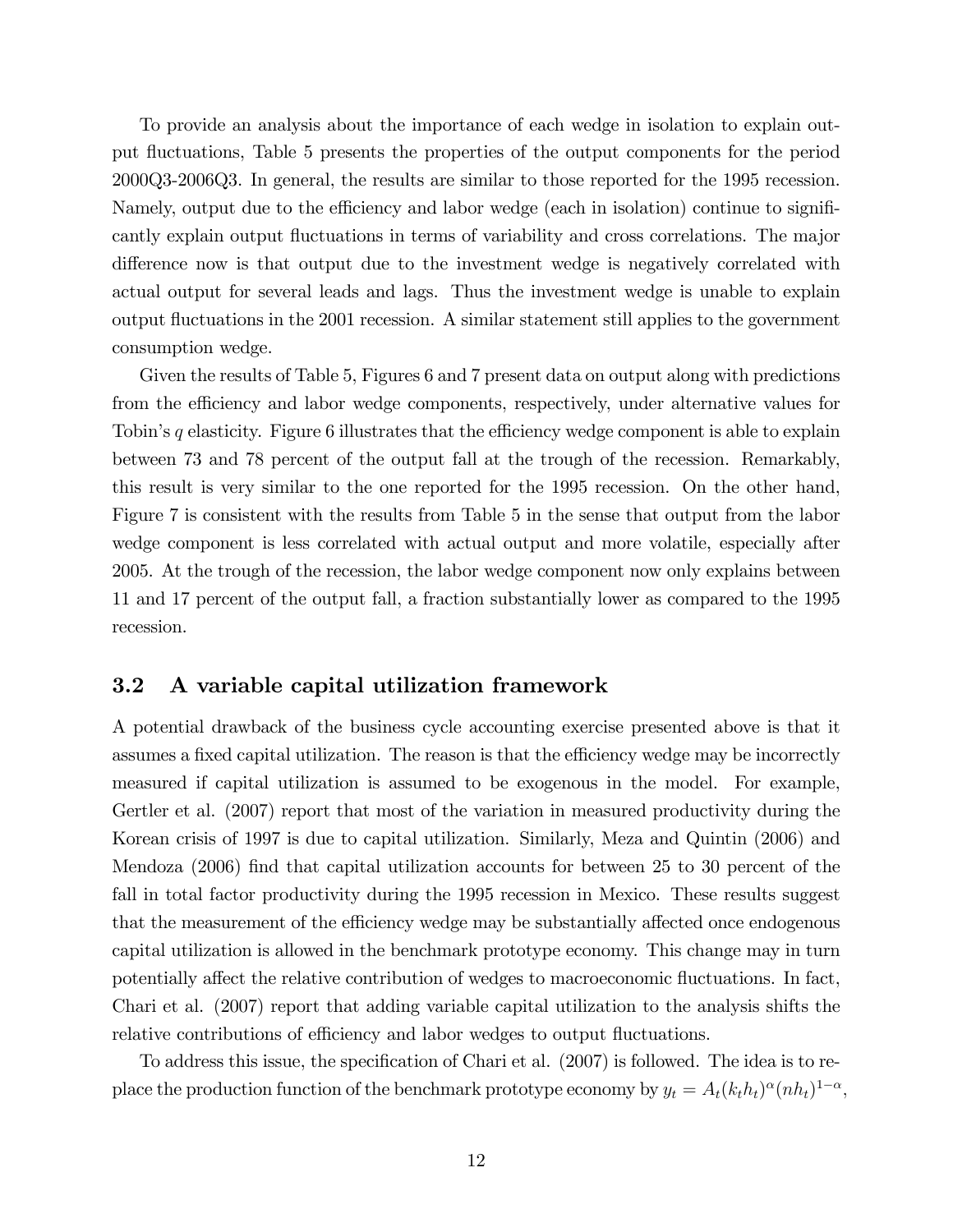To provide an analysis about the importance of each wedge in isolation to explain output fluctuations, Table 5 presents the properties of the output components for the period 2000Q3-2006Q3. In general, the results are similar to those reported for the 1995 recession. Namely, output due to the efficiency and labor wedge (each in isolation) continue to significantly explain output fluctuations in terms of variability and cross correlations. The major difference now is that output due to the investment wedge is negatively correlated with actual output for several leads and lags. Thus the investment wedge is unable to explain output fluctuations in the 2001 recession. A similar statement still applies to the government consumption wedge.

Given the results of Table 5, Figures 6 and 7 present data on output along with predictions from the efficiency and labor wedge components, respectively, under alternative values for Tobin's $q$ elasticity. Figure 6 illustrates that the efficiency wedge component is able to explain between 73 and 78 percent of the output fall at the trough of the recession. Remarkably, this result is very similar to the one reported for the 1995 recession. On the other hand, Figure 7 is consistent with the results from Table 5 in the sense that output from the labor wedge component is less correlated with actual output and more volatile, especially after 2005. At the trough of the recession, the labor wedge component now only explains between 11 and 17 percent of the output fall, a fraction substantially lower as compared to the 1995 recession.

### 3.2 A variable capital utilization framework

A potential drawback of the business cycle accounting exercise presented above is that it assumes a fixed capital utilization. The reason is that the efficiency wedge may be incorrectly measured if capital utilization is assumed to be exogenous in the model. For example, Gertler et al. (2007) report that most of the variation in measured productivity during the Korean crisis of 1997 is due to capital utilization. Similarly, Meza and Quintin (2006) and Mendoza (2006) find that capital utilization accounts for between 25 to 30 percent of the fall in total factor productivity during the 1995 recession in Mexico. These results suggest that the measurement of the efficiency wedge may be substantially affected once endogenous capital utilization is allowed in the benchmark prototype economy. This change may in turn potentially affect the relative contribution of wedges to macroeconomic fluctuations. In fact, Chari et al. (2007) report that adding variable capital utilization to the analysis shifts the relative contributions of efficiency and labor wedges to output fluctuations.

To address this issue, the specification of Chari et al. (2007) is followed. The idea is to replace the production function of the benchmark prototype economy by $y_t = A_t(k_t h_t)^{\alpha}(nh_t)^{1-\alpha}$,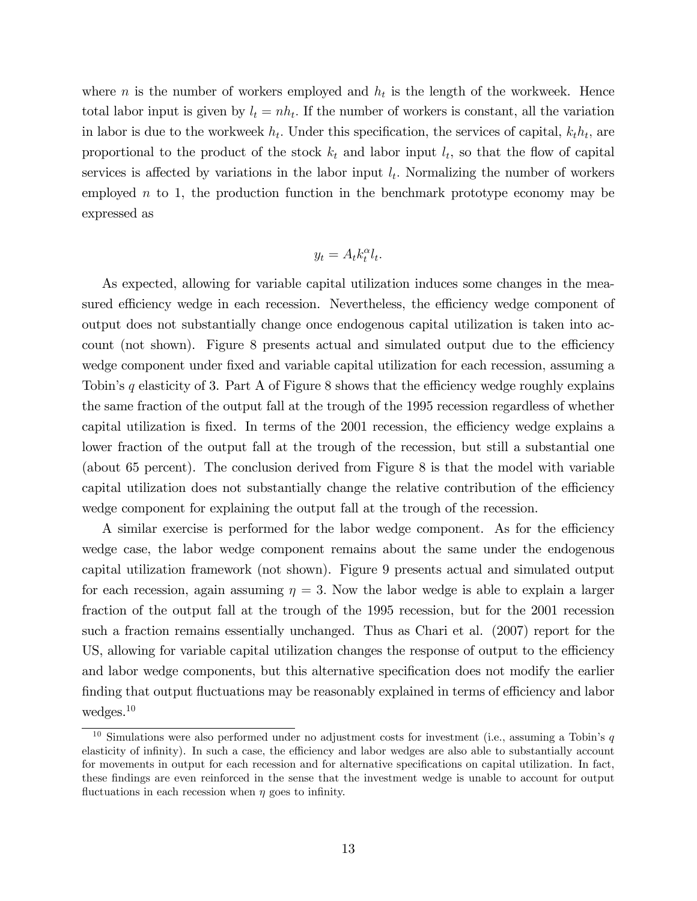where $n$ is the number of workers employed and $h_t$ is the length of the workweek. Hence total labor input is given by $l_t = nh_t$. If the number of workers is constant, all the variation in labor is due to the workweek $h_t$. Under this specification, the services of capital, $k_t h_t$, are proportional to the product of the stock $k_t$ and labor input $l_t$, so that the flow of capital services is affected by variations in the labor input $l_t$. Normalizing the number of workers employed $n$ to 1, the production function in the benchmark prototype economy may be expressed as

$$y_t = A_t k_t^{\alpha} l_t.$$

As expected, allowing for variable capital utilization induces some changes in the measured efficiency wedge in each recession. Nevertheless, the efficiency wedge component of output does not substantially change once endogenous capital utilization is taken into account (not shown). Figure 8 presents actual and simulated output due to the efficiency wedge component under fixed and variable capital utilization for each recession, assuming a Tobin's $q$ elasticity of 3. Part A of Figure 8 shows that the efficiency wedge roughly explains the same fraction of the output fall at the trough of the 1995 recession regardless of whether capital utilization is fixed. In terms of the 2001 recession, the efficiency wedge explains a lower fraction of the output fall at the trough of the recession, but still a substantial one (about 65 percent). The conclusion derived from Figure 8 is that the model with variable capital utilization does not substantially change the relative contribution of the efficiency wedge component for explaining the output fall at the trough of the recession.

A similar exercise is performed for the labor wedge component. As for the efficiency wedge case, the labor wedge component remains about the same under the endogenous capital utilization framework (not shown). Figure 9 presents actual and simulated output for each recession, again assuming $\eta = 3$. Now the labor wedge is able to explain a larger fraction of the output fall at the trough of the 1995 recession, but for the 2001 recession such a fraction remains essentially unchanged. Thus as Chari et al. (2007) report for the US, allowing for variable capital utilization changes the response of output to the efficiency and labor wedge components, but this alternative specification does not modify the earlier finding that output fluctuations may be reasonably explained in terms of efficiency and labor wedges.[10]

[10] Simulations were also performed under no adjustment costs for investment (i.e., assuming a Tobin's $q$ elasticity of infinity). In such a case, the efficiency and labor wedges are also able to substantially account for movements in output for each recession and for alternative specifications on capital utilization. In fact, these findings are even reinforced in the sense that the investment wedge is unable to account for output fluctuations in each recession when $\eta$ goes to infinity.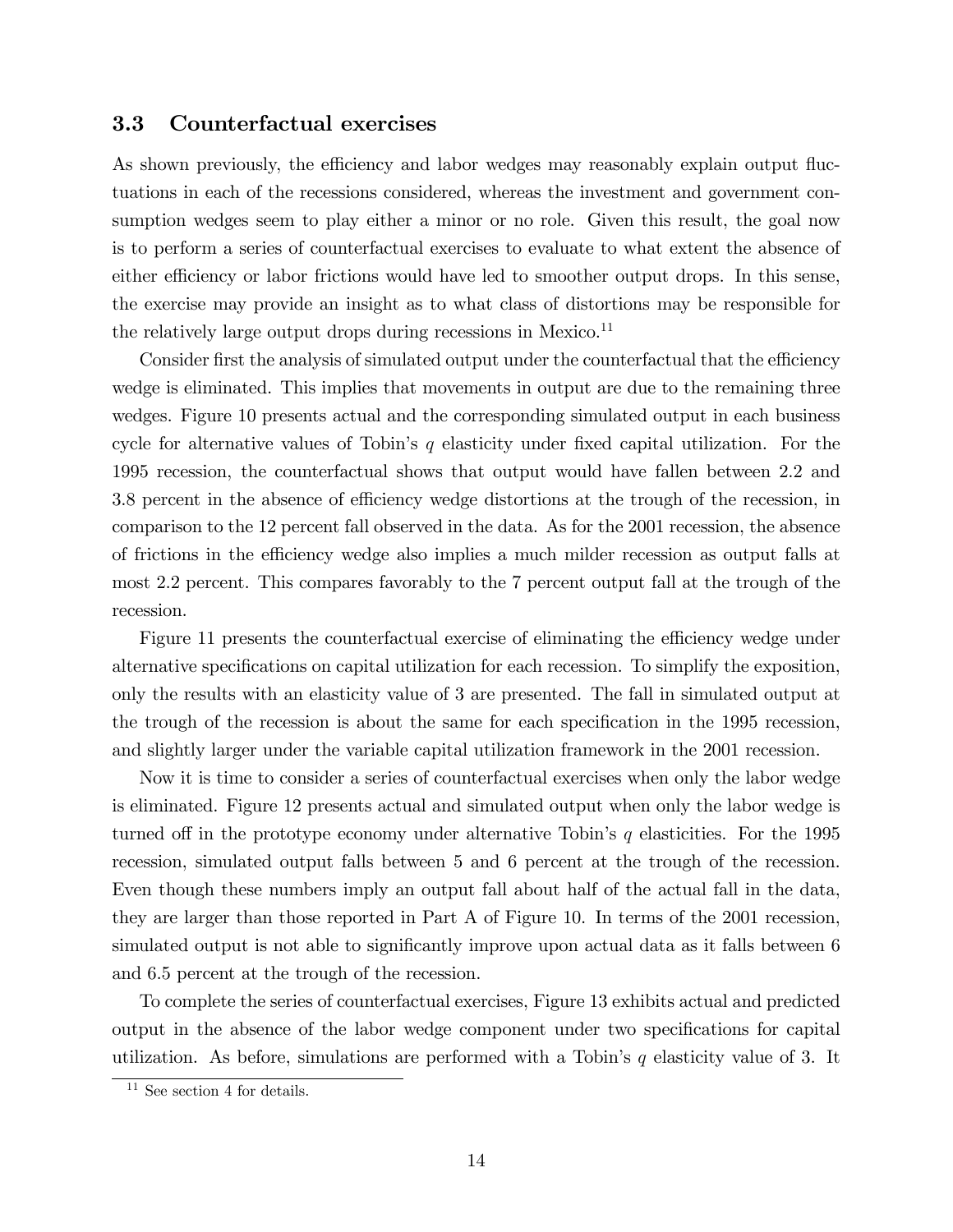### 3.3 Counterfactual exercises

As shown previously, the efficiency and labor wedges may reasonably explain output fluctuations in each of the recessions considered, whereas the investment and government consumption wedges seem to play either a minor or no role. Given this result, the goal now is to perform a series of counterfactual exercises to evaluate to what extent the absence of either efficiency or labor frictions would have led to smoother output drops. In this sense, the exercise may provide an insight as to what class of distortions may be responsible for the relatively large output drops during recessions in Mexico.[11]

Consider first the analysis of simulated output under the counterfactual that the efficiency wedge is eliminated. This implies that movements in output are due to the remaining three wedges. Figure 10 presents actual and the corresponding simulated output in each business cycle for alternative values of Tobin's $q$ elasticity under fixed capital utilization. For the 1995 recession, the counterfactual shows that output would have fallen between 2.2 and 3.8 percent in the absence of efficiency wedge distortions at the trough of the recession, in comparison to the 12 percent fall observed in the data. As for the 2001 recession, the absence of frictions in the efficiency wedge also implies a much milder recession as output falls at most 2.2 percent. This compares favorably to the 7 percent output fall at the trough of the recession.

Figure 11 presents the counterfactual exercise of eliminating the efficiency wedge under alternative specifications on capital utilization for each recession. To simplify the exposition, only the results with an elasticity value of 3 are presented. The fall in simulated output at the trough of the recession is about the same for each specification in the 1995 recession, and slightly larger under the variable capital utilization framework in the 2001 recession.

Now it is time to consider a series of counterfactual exercises when only the labor wedge is eliminated. Figure 12 presents actual and simulated output when only the labor wedge is turned off in the prototype economy under alternative Tobin's $q$ elasticities. For the 1995 recession, simulated output falls between 5 and 6 percent at the trough of the recession. Even though these numbers imply an output fall about half of the actual fall in the data, they are larger than those reported in Part A of Figure 10. In terms of the 2001 recession, simulated output is not able to significantly improve upon actual data as it falls between 6 and 6.5 percent at the trough of the recession.

To complete the series of counterfactual exercises, Figure 13 exhibits actual and predicted output in the absence of the labor wedge component under two specifications for capital utilization. As before, simulations are performed with a Tobin's $q$ elasticity value of 3. It

[11] See section 4 for details.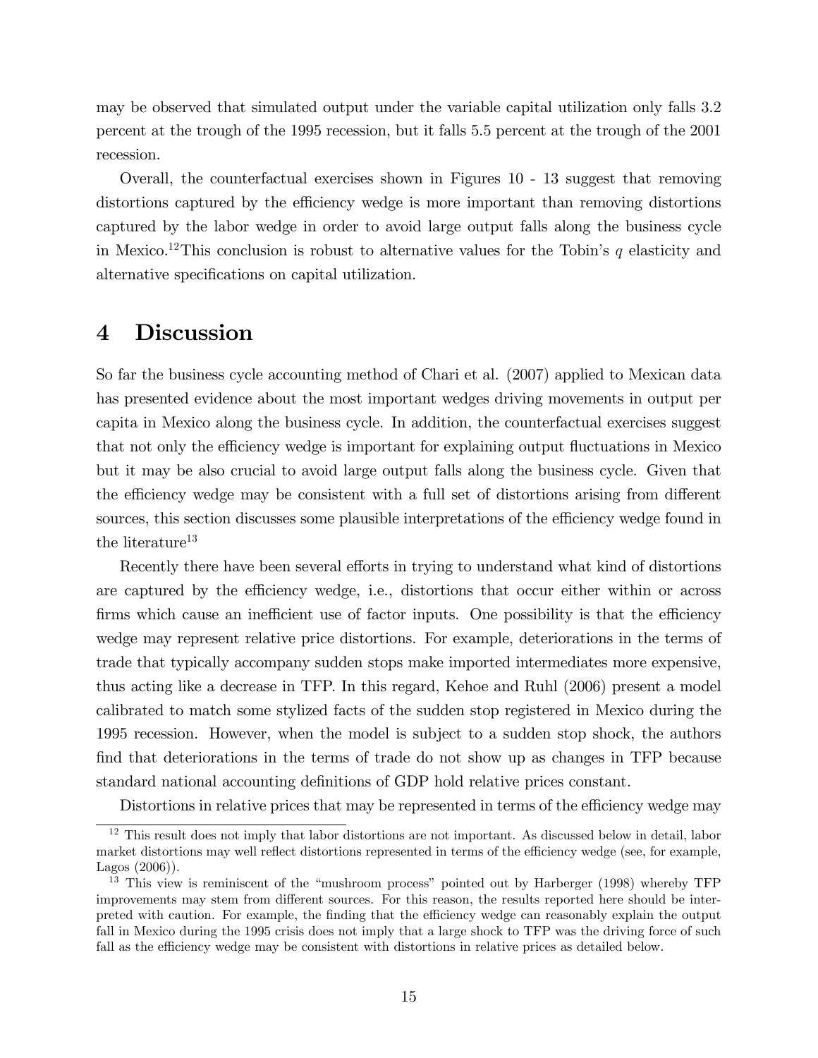may be observed that simulated output under the variable capital utilization only falls 3.2 percent at the trough of the 1995 recession, but it falls 5.5 percent at the trough of the 2001 recession.

Overall, the counterfactual exercises shown in Figures 10 - 13 suggest that removing distortions captured by the efficiency wedge is more important than removing distortions captured by the labor wedge in order to avoid large output falls along the business cycle in Mexico.[12]This conclusion is robust to alternative values for the Tobin's $q$ elasticity and alternative specifications on capital utilization.

# 4 Discussion

So far the business cycle accounting method of Chari et al. (2007) applied to Mexican data has presented evidence about the most important wedges driving movements in output per capita in Mexico along the business cycle. In addition, the counterfactual exercises suggest that not only the efficiency wedge is important for explaining output fluctuations in Mexico but it may be also crucial to avoid large output falls along the business cycle. Given that the efficiency wedge may be consistent with a full set of distortions arising from different sources, this section discusses some plausible interpretations of the efficiency wedge found in the literature[13]

Recently there have been several efforts in trying to understand what kind of distortions are captured by the efficiency wedge, i.e., distortions that occur either within or across firms which cause an inefficient use of factor inputs. One possibility is that the efficiency wedge may represent relative price distortions. For example, deteriorations in the terms of trade that typically accompany sudden stops make imported intermediates more expensive, thus acting like a decrease in TFP. In this regard, Kehoe and Ruhl (2006) present a model calibrated to match some stylized facts of the sudden stop registered in Mexico during the 1995 recession. However, when the model is subject to a sudden stop shock, the authors find that deteriorations in the terms of trade do not show up as changes in TFP because standard national accounting definitions of GDP hold relative prices constant.

Distortions in relative prices that may be represented in terms of the efficiency wedge may

[12] This result does not imply that labor distortions are not important. As discussed below in detail, labor market distortions may well reflect distortions represented in terms of the efficiency wedge (see, for example, Lagos (2006)).

[13] This view is reminiscent of the "mushroom process" pointed out by Harberger (1998) whereby TFP improvements may stem from different sources. For this reason, the results reported here should be interpreted with caution. For example, the finding that the efficiency wedge can reasonably explain the output fall in Mexico during the 1995 crisis does not imply that a large shock to TFP was the driving force of such fall as the efficiency wedge may be consistent with distortions in relative prices as detailed below.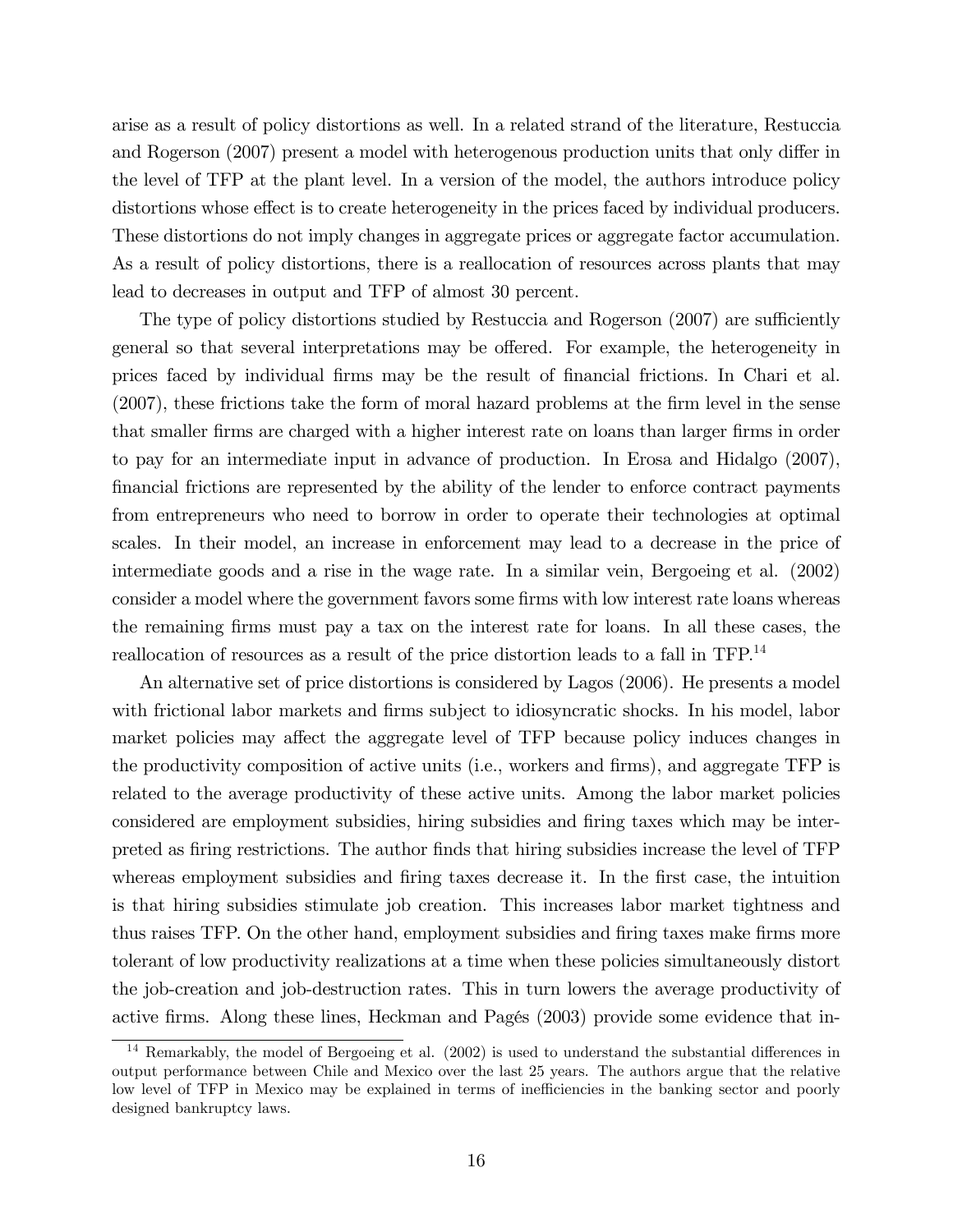arise as a result of policy distortions as well. In a related strand of the literature, Restuccia and Rogerson (2007) present a model with heterogenous production units that only differ in the level of TFP at the plant level. In a version of the model, the authors introduce policy distortions whose effect is to create heterogeneity in the prices faced by individual producers. These distortions do not imply changes in aggregate prices or aggregate factor accumulation. As a result of policy distortions, there is a reallocation of resources across plants that may lead to decreases in output and TFP of almost 30 percent.

The type of policy distortions studied by Restuccia and Rogerson (2007) are sufficiently general so that several interpretations may be offered. For example, the heterogeneity in prices faced by individual firms may be the result of financial frictions. In Chari et al. (2007), these frictions take the form of moral hazard problems at the firm level in the sense that smaller firms are charged with a higher interest rate on loans than larger firms in order to pay for an intermediate input in advance of production. In Erosa and Hidalgo (2007), financial frictions are represented by the ability of the lender to enforce contract payments from entrepreneurs who need to borrow in order to operate their technologies at optimal scales. In their model, an increase in enforcement may lead to a decrease in the price of intermediate goods and a rise in the wage rate. In a similar vein, Bergoeing et al. (2002) consider a model where the government favors some firms with low interest rate loans whereas the remaining firms must pay a tax on the interest rate for loans. In all these cases, the reallocation of resources as a result of the price distortion leads to a fall in TFP.[14]

An alternative set of price distortions is considered by Lagos (2006). He presents a model with frictional labor markets and firms subject to idiosyncratic shocks. In his model, labor market policies may affect the aggregate level of TFP because policy induces changes in the productivity composition of active units (i.e., workers and firms), and aggregate TFP is related to the average productivity of these active units. Among the labor market policies considered are employment subsidies, hiring subsidies and firing taxes which may be interpreted as firing restrictions. The author finds that hiring subsidies increase the level of TFP whereas employment subsidies and firing taxes decrease it. In the first case, the intuition is that hiring subsidies stimulate job creation. This increases labor market tightness and thus raises TFP. On the other hand, employment subsidies and firing taxes make firms more tolerant of low productivity realizations at a time when these policies simultaneously distort the job-creation and job-destruction rates. This in turn lowers the average productivity of active firms. Along these lines, Heckman and Pagés (2003) provide some evidence that in-

[14] Remarkably, the model of Bergoeing et al. (2002) is used to understand the substantial differences in output performance between Chile and Mexico over the last 25 years. The authors argue that the relative low level of TFP in Mexico may be explained in terms of inefficiencies in the banking sector and poorly designed bankruptcy laws.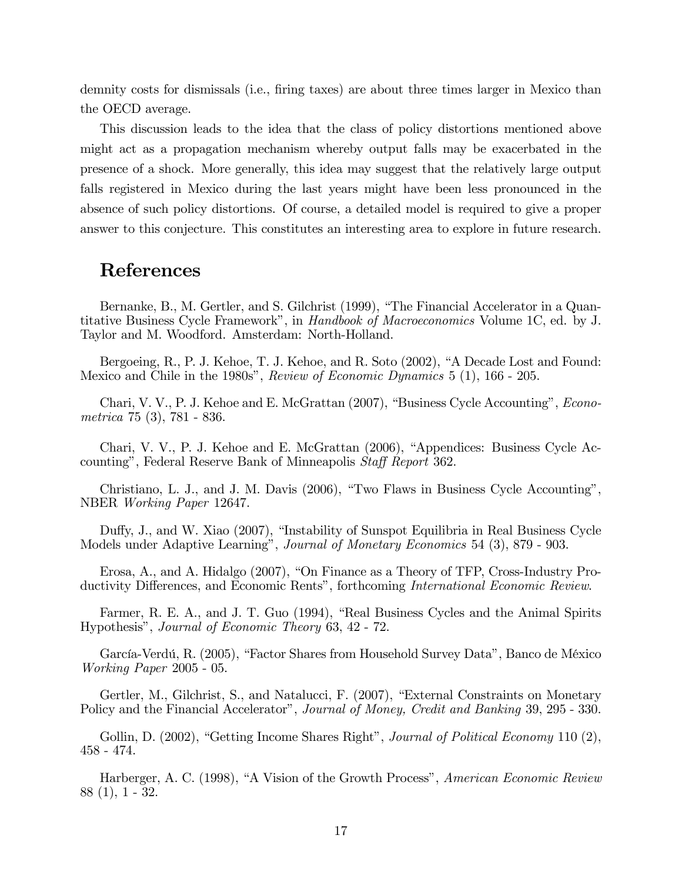demnity costs for dismissals (i.e., firing taxes) are about three times larger in Mexico than the OECD average.

This discussion leads to the idea that the class of policy distortions mentioned above might act as a propagation mechanism whereby output falls may be exacerbated in the presence of a shock. More generally, this idea may suggest that the relatively large output falls registered in Mexico during the last years might have been less pronounced in the absence of such policy distortions. Of course, a detailed model is required to give a proper answer to this conjecture. This constitutes an interesting area to explore in future research.

# References

Bernanke, B., M. Gertler, and S. Gilchrist (1999), "The Financial Accelerator in a Quantitative Business Cycle Framework", in *Handbook of Macroeconomics* Volume 1C, ed. by J. Taylor and M. Woodford. Amsterdam: North-Holland.

Bergoeing, R., P. J. Kehoe, T. J. Kehoe, and R. Soto (2002), "A Decade Lost and Found: Mexico and Chile in the 1980s", *Review of Economic Dynamics* 5 (1), 166 - 205.

Chari, V. V., P. J. Kehoe and E. McGrattan (2007), "Business Cycle Accounting", *Econometrica* 75 (3), 781 - 836.

Chari, V. V., P. J. Kehoe and E. McGrattan (2006), "Appendices: Business Cycle Accounting", Federal Reserve Bank of Minneapolis *Staff Report* 362.

Christiano, L. J., and J. M. Davis (2006), "Two Flaws in Business Cycle Accounting", NBER *Working Paper* 12647.

Duffy, J., and W. Xiao (2007), "Instability of Sunspot Equilibria in Real Business Cycle Models under Adaptive Learning", *Journal of Monetary Economics* 54 (3), 879 - 903.

Erosa, A., and A. Hidalgo (2007), "On Finance as a Theory of TFP, Cross-Industry Productivity Differences, and Economic Rents", forthcoming *International Economic Review.*

Farmer, R. E. A., and J. T. Guo (1994), "Real Business Cycles and the Animal Spirits Hypothesis", *Journal of Economic Theory* 63, 42 - 72.

García-Verdú, R. (2005), "Factor Shares from Household Survey Data", Banco de México *Working Paper* 2005 - 05.

Gertler, M., Gilchrist, S., and Natalucci, F. (2007), "External Constraints on Monetary Policy and the Financial Accelerator", *Journal of Money, Credit and Banking* 39, 295 - 330.

Gollin, D. (2002), "Getting Income Shares Right", *Journal of Political Economy* 110 (2), 458 - 474.

Harberger, A. C. (1998), "A Vision of the Growth Process", *American Economic Review* 88 (1), 1 - 32.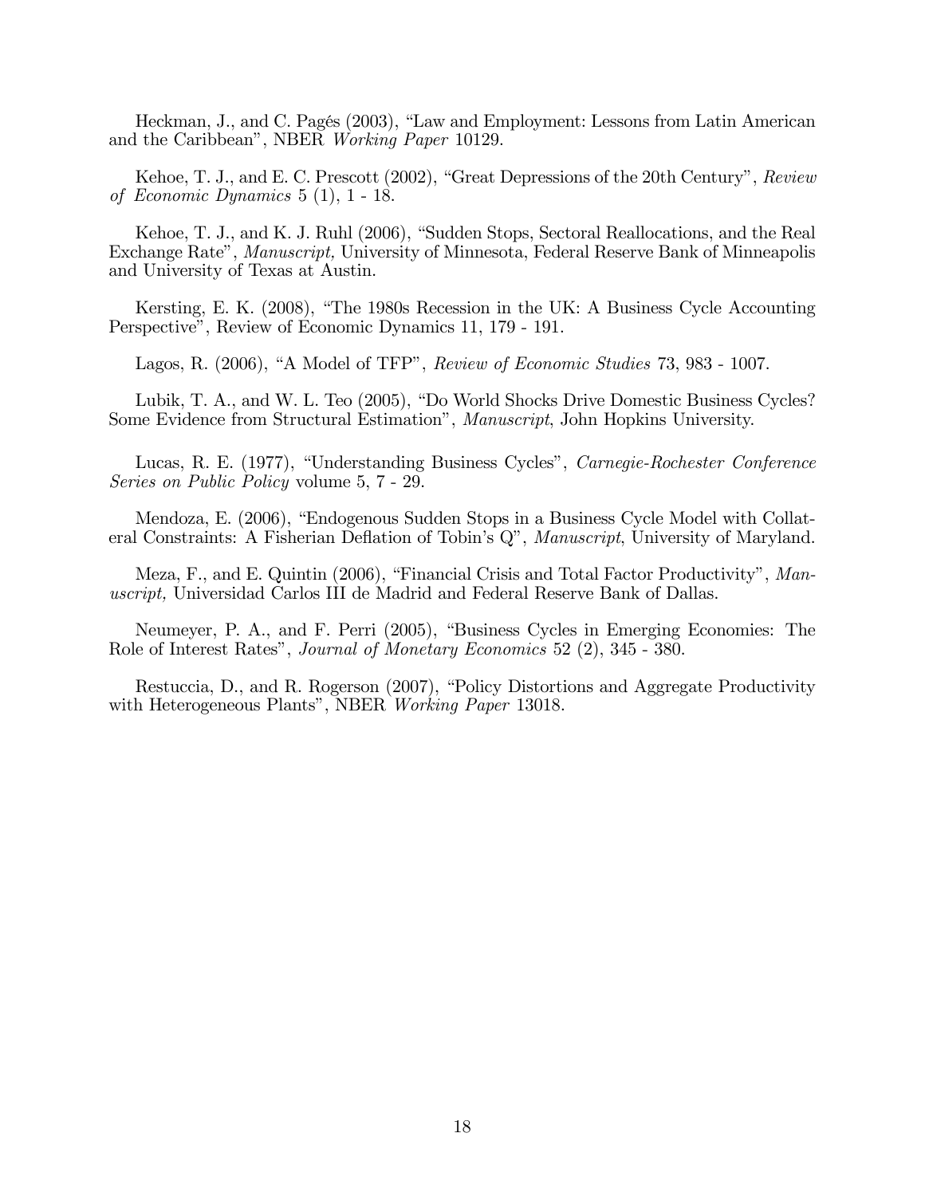Heckman, J., and C. Pagés (2003), "Law and Employment: Lessons from Latin American and the Caribbean", NBER *Working Paper* 10129.

Kehoe, T. J., and E. C. Prescott (2002), "Great Depressions of the 20th Century", *Review of Economic Dynamics* 5 (1), 1 - 18.

Kehoe, T. J., and K. J. Ruhl (2006), "Sudden Stops, Sectoral Reallocations, and the Real Exchange Rate", *Manuscript,* University of Minnesota, Federal Reserve Bank of Minneapolis and University of Texas at Austin.

Kersting, E. K. (2008), "The 1980s Recession in the UK: A Business Cycle Accounting Perspective", Review of Economic Dynamics 11, 179 - 191.

Lagos, R. (2006), "A Model of TFP", *Review of Economic Studies* 73, 983 - 1007.

Lubik, T. A., and W. L. Teo (2005), "Do World Shocks Drive Domestic Business Cycles? Some Evidence from Structural Estimation", *Manuscript*, John Hopkins University.

Lucas, R. E. (1977), "Understanding Business Cycles", *Carnegie-Rochester Conference Series on Public Policy* volume 5, 7 - 29.

Mendoza, E. (2006), "Endogenous Sudden Stops in a Business Cycle Model with Collateral Constraints: A Fisherian Deflation of Tobin's Q", *Manuscript*, University of Maryland.

Meza, F., and E. Quintin (2006), "Financial Crisis and Total Factor Productivity", *Manuscript,* Universidad Carlos III de Madrid and Federal Reserve Bank of Dallas.

Neumeyer, P. A., and F. Perri (2005), "Business Cycles in Emerging Economies: The Role of Interest Rates", *Journal of Monetary Economics* 52 (2), 345 - 380.

Restuccia, D., and R. Rogerson (2007), "Policy Distortions and Aggregate Productivity with Heterogeneous Plants", NBER *Working Paper* 13018.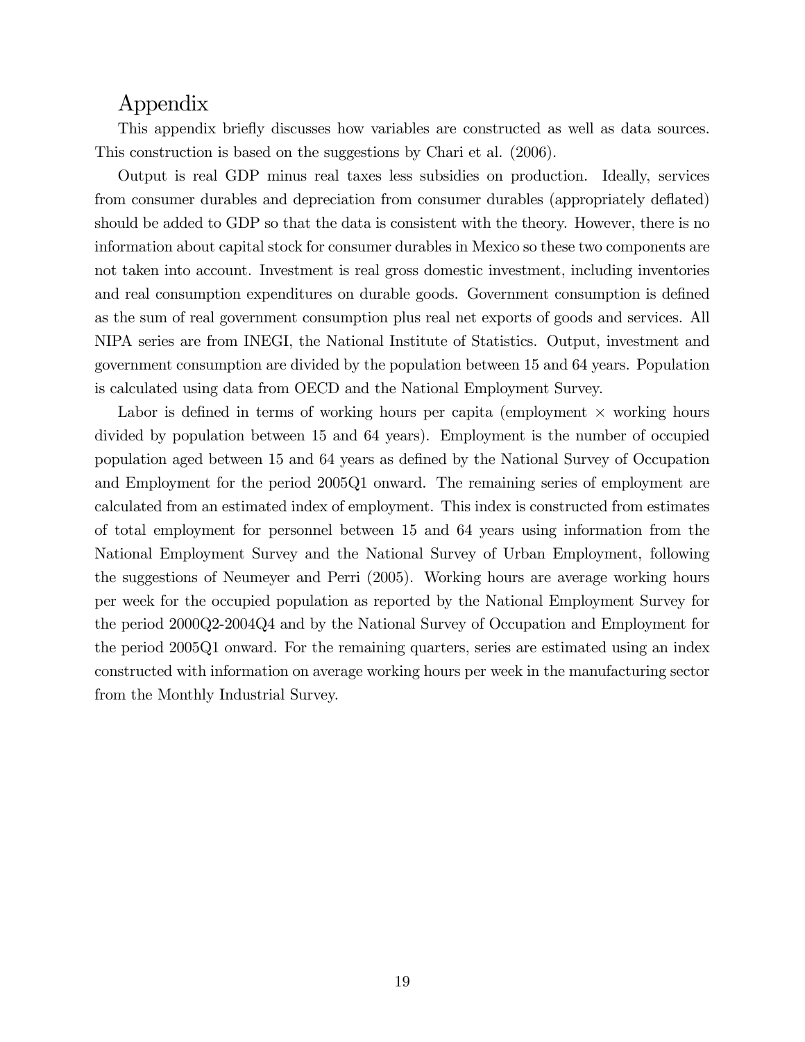# Appendix

This appendix briefly discusses how variables are constructed as well as data sources. This construction is based on the suggestions by Chari et al. (2006).

Output is real GDP minus real taxes less subsidies on production. Ideally, services from consumer durables and depreciation from consumer durables (appropriately deflated) should be added to GDP so that the data is consistent with the theory. However, there is no information about capital stock for consumer durables in Mexico so these two components are not taken into account. Investment is real gross domestic investment, including inventories and real consumption expenditures on durable goods. Government consumption is defined as the sum of real government consumption plus real net exports of goods and services. All NIPA series are from INEGI, the National Institute of Statistics. Output, investment and government consumption are divided by the population between 15 and 64 years. Population is calculated using data from OECD and the National Employment Survey.

Labor is defined in terms of working hours per capita (employment $\times$ working hours divided by population between 15 and 64 years). Employment is the number of occupied population aged between 15 and 64 years as defined by the National Survey of Occupation and Employment for the period 2005Q1 onward. The remaining series of employment are calculated from an estimated index of employment. This index is constructed from estimates of total employment for personnel between 15 and 64 years using information from the National Employment Survey and the National Survey of Urban Employment, following the suggestions of Neumeyer and Perri (2005). Working hours are average working hours per week for the occupied population as reported by the National Employment Survey for the period 2000Q2-2004Q4 and by the National Survey of Occupation and Employment for the period 2005Q1 onward. For the remaining quarters, series are estimated using an index constructed with information on average working hours per week in the manufacturing sector from the Monthly Industrial Survey.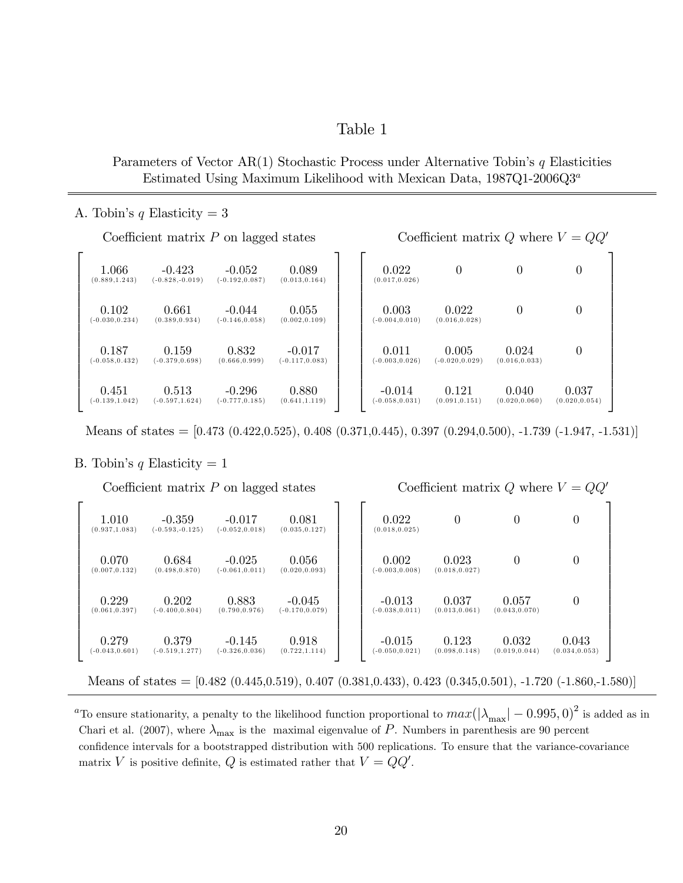# Table 1

Parameters of Vector AR(1) Stochastic Process under Alternative Tobin's $q$ Elasticities Estimated Using Maximum Likelihood with Mexican Data, 1987Q1-2006Q3[a]

## A. Tobin's $q$ Elasticity = 3

Coefficient matrix $P$ on lagged states

| | | | |
|---|---|---|---|
| 1.066 (0.889,1.243) | -0.423 (-0.828,-0.019) | -0.052 (-0.192,0.087) | 0.089 (0.013,0.164) |
| 0.102 (-0.030,0.234) | 0.661 (0.389,0.934) | -0.044 (-0.146,0.058) | 0.055 (0.002,0.109) |
| 0.187 (-0.058,0.432) | 0.159 (-0.379,0.698) | 0.832 (0.666,0.999) | -0.017 (-0.117,0.083) |
| 0.451 (-0.139,1.042) | 0.513 (-0.597,1.624) | -0.296 (-0.777,0.185) | 0.880 (0.641,1.119) |

Coefficient matrix $Q$ where $V = QQ'$

| | | | |
|---|---|---|---|
| 0.022 (0.017,0.026) | 0 | 0 | 0 |
| 0.003 (-0.004,0.010) | 0.022 (0.016,0.028) | 0 | 0 |
| 0.011 (-0.003,0.026) | 0.005 (-0.020,0.029) | 0.024 (0.016,0.033) | 0 |
| -0.014 (-0.058,0.031) | 0.121 (0.091,0.151) | 0.040 (0.020,0.060) | 0.037 (0.020,0.054) |

Means of states = [0.473 (0.422,0.525), 0.408 (0.371,0.445), 0.397 (0.294,0.500), -1.739 (-1.947, -1.531)]

## B. Tobin's $q$ Elasticity = 1

Coefficient matrix $P$ on lagged states

| | | | |
|---|---|---|---|
| 1.010 (0.937,1.083) | -0.359 (-0.593,-0.125) | -0.017 (-0.052,0.018) | 0.081 (0.035,0.127) |
| 0.070 (0.007,0.132) | 0.684 (0.498,0.870) | -0.025 (-0.061,0.011) | 0.056 (0.020,0.093) |
| 0.229 (0.061,0.397) | 0.202 (-0.400,0.804) | 0.883 (0.790,0.976) | -0.045 (-0.170,0.079) |
| 0.279 (-0.043,0.601) | 0.379 (-0.519,1.277) | -0.145 (-0.326,0.036) | 0.918 (0.722,1.114) |

Coefficient matrix $Q$ where $V = QQ'$

| | | | |
|---|---|---|---|
| 0.022 (0.018,0.025) | 0 | 0 | 0 |
| 0.002 (-0.003,0.008) | 0.023 (0.018,0.027) | 0 | 0 |
| -0.013 (-0.038,0.011) | 0.037 (0.013,0.061) | 0.057 (0.043,0.070) | 0 |
| -0.015 (-0.050,0.021) | 0.123 (0.098,0.148) | 0.032 (0.019,0.044) | 0.043 (0.034,0.053) |

Means of states = [0.482 (0.445,0.519), 0.407 (0.381,0.433), 0.423 (0.345,0.501), -1.720 (-1.860,-1.580)]

[a] To ensure stationarity, a penalty to the likelihood function proportional to $max(|\lambda_{\max}| - 0.995, 0)^2$ is added as in Chari et al. (2007), where $\lambda_{\max}$ is the maximal eigenvalue of $P$. Numbers in parenthesis are 90 percent confidence intervals for a bootstrapped distribution with 500 replications. To ensure that the variance-covariance matrix $V$ is positive definite, $Q$ is estimated rather that $V = QQ'$.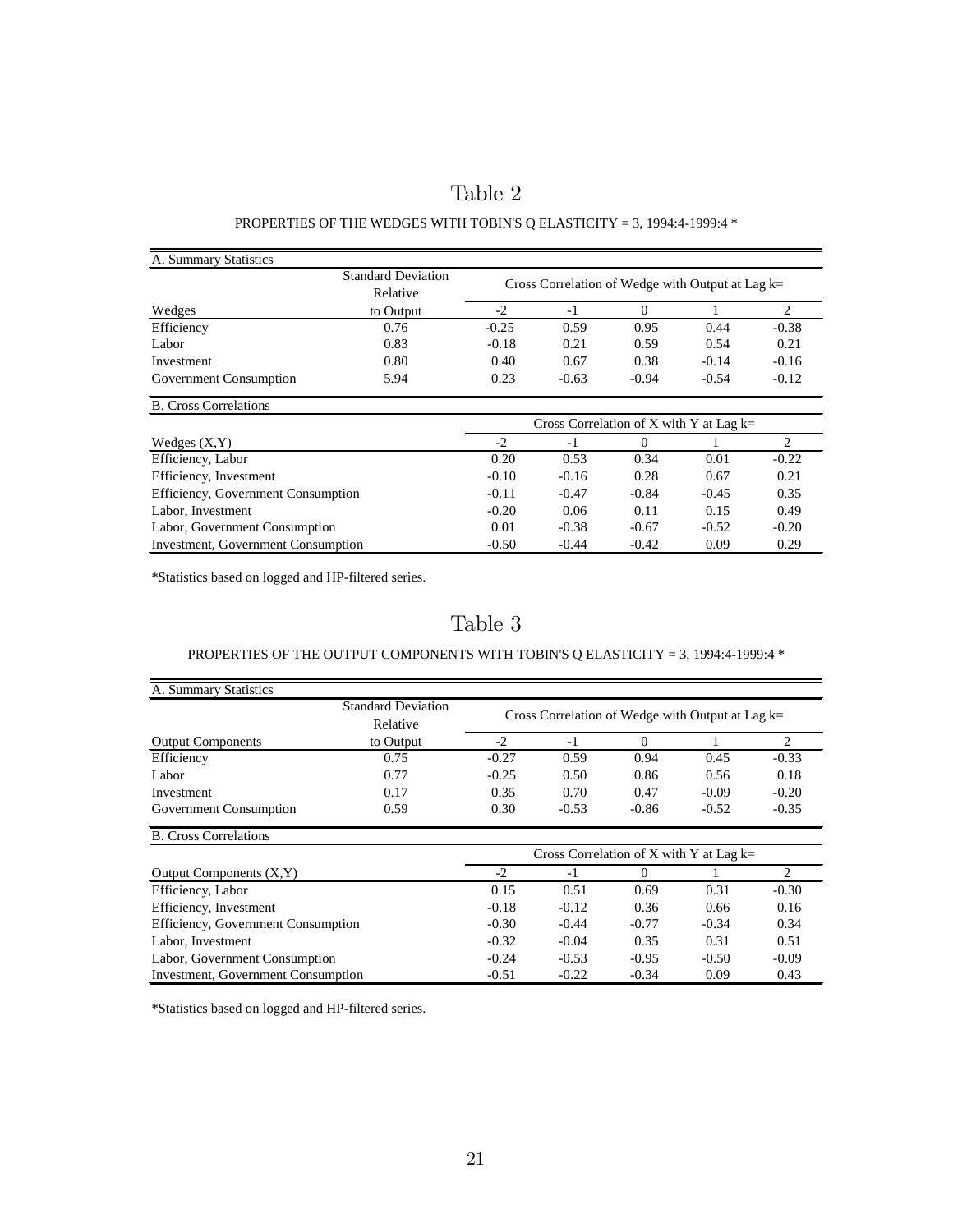# Table 2

PROPERTIES OF THE WEDGES WITH TOBIN'S Q ELASTICITY = 3, 1994:4-1999:4 *

| A. Summary Statistics | | | | | | |
|---|---|---|---|---|---|---|
| | Standard Deviation Relative | Cross Correlation of Wedge with Output at Lag k= | | | | |
| Wedges | to Output | -2 | -1 | 0 | 1 | 2 |
| Efficiency | 0.76 | -0.25 | 0.59 | 0.95 | 0.44 | -0.38 |
| Labor | 0.83 | -0.18 | 0.21 | 0.59 | 0.54 | 0.21 |
| Investment | 0.80 | 0.40 | 0.67 | 0.38 | -0.14 | -0.16 |
| Government Consumption | 5.94 | 0.23 | -0.63 | -0.94 | -0.54 | -0.12 |

| B. Cross Correlations | | | | | |
|---|---|---|---|---|---|
| | Cross Correlation of X with Y at Lag k= | | | | |
| Wedges (X,Y) | -2 | -1 | 0 | 1 | 2 |
| Efficiency, Labor | 0.20 | 0.53 | 0.34 | 0.01 | -0.22 |
| Efficiency, Investment | -0.10 | -0.16 | 0.28 | 0.67 | 0.21 |
| Efficiency, Government Consumption | -0.11 | -0.47 | -0.84 | -0.45 | 0.35 |
| Labor, Investment | -0.20 | 0.06 | 0.11 | 0.15 | 0.49 |
| Labor, Government Consumption | 0.01 | -0.38 | -0.67 | -0.52 | -0.20 |
| Investment, Government Consumption | -0.50 | -0.44 | -0.42 | 0.09 | 0.29 |

*Statistics based on logged and HP-filtered series.

# Table 3

PROPERTIES OF THE OUTPUT COMPONENTS WITH TOBIN'S Q ELASTICITY = 3, 1994:4-1999:4 *

| A. Summary Statistics | | | | | | |
|---|---|---|---|---|---|---|
| | Standard Deviation Relative | Cross Correlation of Wedge with Output at Lag k= | | | | |
| Output Components | to Output | -2 | -1 | 0 | 1 | 2 |
| Efficiency | 0.75 | -0.27 | 0.59 | 0.94 | 0.45 | -0.33 |
| Labor | 0.77 | -0.25 | 0.50 | 0.86 | 0.56 | 0.18 |
| Investment | 0.17 | 0.35 | 0.70 | 0.47 | -0.09 | -0.20 |
| Government Consumption | 0.59 | 0.30 | -0.53 | -0.86 | -0.52 | -0.35 |

| B. Cross Correlations | | | | | |
|---|---|---|---|---|---|
| | Cross Correlation of X with Y at Lag k= | | | | |
| Output Components (X,Y) | -2 | -1 | 0 | 1 | 2 |
| Efficiency, Labor | 0.15 | 0.51 | 0.69 | 0.31 | -0.30 |
| Efficiency, Investment | -0.18 | -0.12 | 0.36 | 0.66 | 0.16 |
| Efficiency, Government Consumption | -0.30 | -0.44 | -0.77 | -0.34 | 0.34 |
| Labor, Investment | -0.32 | -0.04 | 0.35 | 0.31 | 0.51 |
| Labor, Government Consumption | -0.24 | -0.53 | -0.95 | -0.50 | -0.09 |
| Investment, Government Consumption | -0.51 | -0.22 | -0.34 | 0.09 | 0.43 |

*Statistics based on logged and HP-filtered series.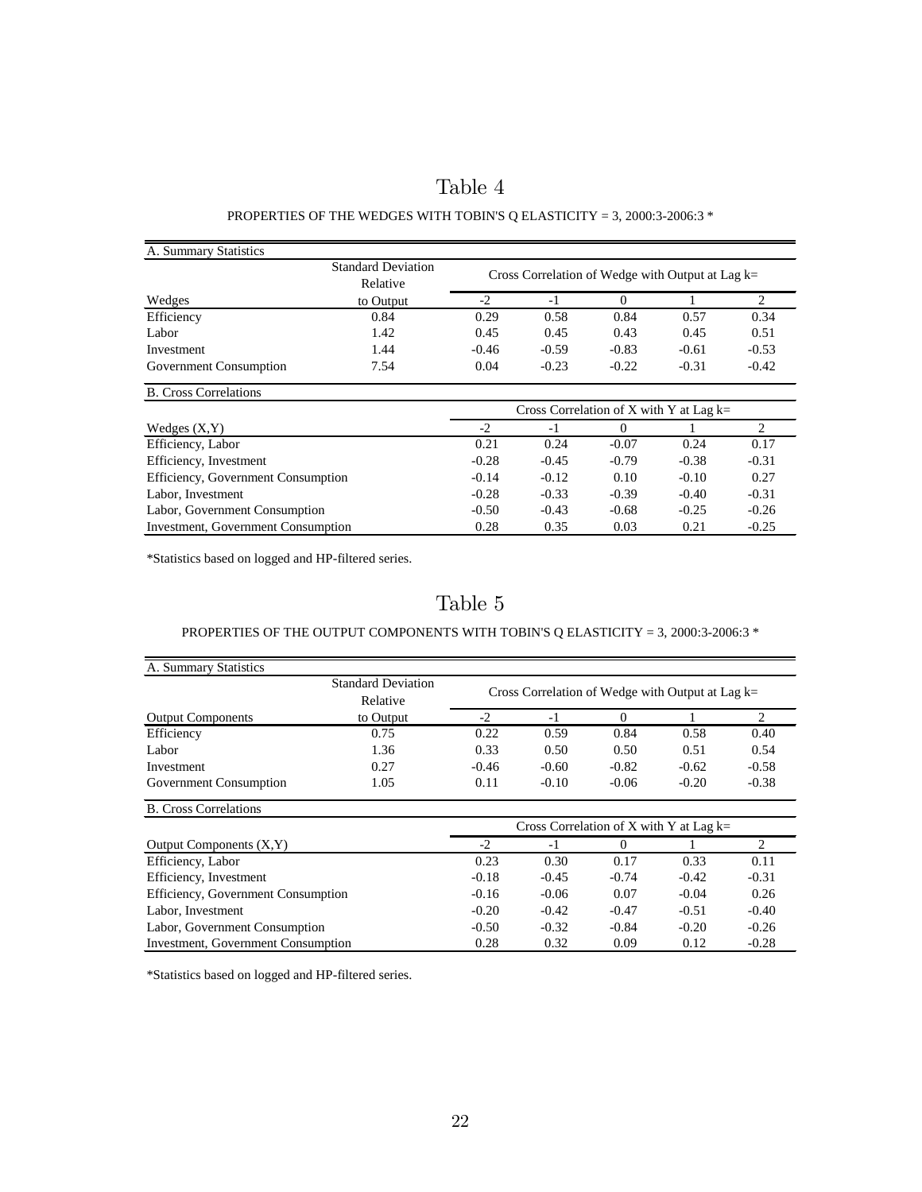# Table 4

PROPERTIES OF THE WEDGES WITH TOBIN'S Q ELASTICITY = 3, 2000:3-2006:3 *

| A. Summary Statistics | | | | | | |
|---|---|---|---|---|---|---|
| | Standard Deviation Relative | Cross Correlation of Wedge with Output at Lag k= | | | | |
| Wedges | to Output | -2 | -1 | 0 | 1 | 2 |
| Efficiency | 0.84 | 0.29 | 0.58 | 0.84 | 0.57 | 0.34 |
| Labor | 1.42 | 0.45 | 0.45 | 0.43 | 0.45 | 0.51 |
| Investment | 1.44 | -0.46 | -0.59 | -0.83 | -0.61 | -0.53 |
| Government Consumption | 7.54 | 0.04 | -0.23 | -0.22 | -0.31 | -0.42 |

| B. Cross Correlations | | | | | |
|---|---|---|---|---|---|
| | Cross Correlation of X with Y at Lag k= | | | | |
| Wedges (X,Y) | -2 | -1 | 0 | 1 | 2 |
| Efficiency, Labor | 0.21 | 0.24 | -0.07 | 0.24 | 0.17 |
| Efficiency, Investment | -0.28 | -0.45 | -0.79 | -0.38 | -0.31 |
| Efficiency, Government Consumption | -0.14 | -0.12 | 0.10 | -0.10 | 0.27 |
| Labor, Investment | -0.28 | -0.33 | -0.39 | -0.40 | -0.31 |
| Labor, Government Consumption | -0.50 | -0.43 | -0.68 | -0.25 | -0.26 |
| Investment, Government Consumption | 0.28 | 0.35 | 0.03 | 0.21 | -0.25 |

*Statistics based on logged and HP-filtered series.

# Table 5

PROPERTIES OF THE OUTPUT COMPONENTS WITH TOBIN'S Q ELASTICITY = 3, 2000:3-2006:3 *

| A. Summary Statistics | | | | | | |
|---|---|---|---|---|---|---|
| | Standard Deviation Relative | Cross Correlation of Wedge with Output at Lag k= | | | | |
| Output Components | to Output | -2 | -1 | 0 | 1 | 2 |
| Efficiency | 0.75 | 0.22 | 0.59 | 0.84 | 0.58 | 0.40 |
| Labor | 1.36 | 0.33 | 0.50 | 0.50 | 0.51 | 0.54 |
| Investment | 0.27 | -0.46 | -0.60 | -0.82 | -0.62 | -0.58 |
| Government Consumption | 1.05 | 0.11 | -0.10 | -0.06 | -0.20 | -0.38 |

| B. Cross Correlations | | | | | |
|---|---|---|---|---|---|
| | Cross Correlation of X with Y at Lag k= | | | | |
| Output Components (X,Y) | -2 | -1 | 0 | 1 | 2 |
| Efficiency, Labor | 0.23 | 0.30 | 0.17 | 0.33 | 0.11 |
| Efficiency, Investment | -0.18 | -0.45 | -0.74 | -0.42 | -0.31 |
| Efficiency, Government Consumption | -0.16 | -0.06 | 0.07 | -0.04 | 0.26 |
| Labor, Investment | -0.20 | -0.42 | -0.47 | -0.51 | -0.40 |
| Labor, Government Consumption | -0.50 | -0.32 | -0.84 | -0.20 | -0.26 |
| Investment, Government Consumption | 0.28 | 0.32 | 0.09 | 0.12 | -0.28 |

*Statistics based on logged and HP-filtered series.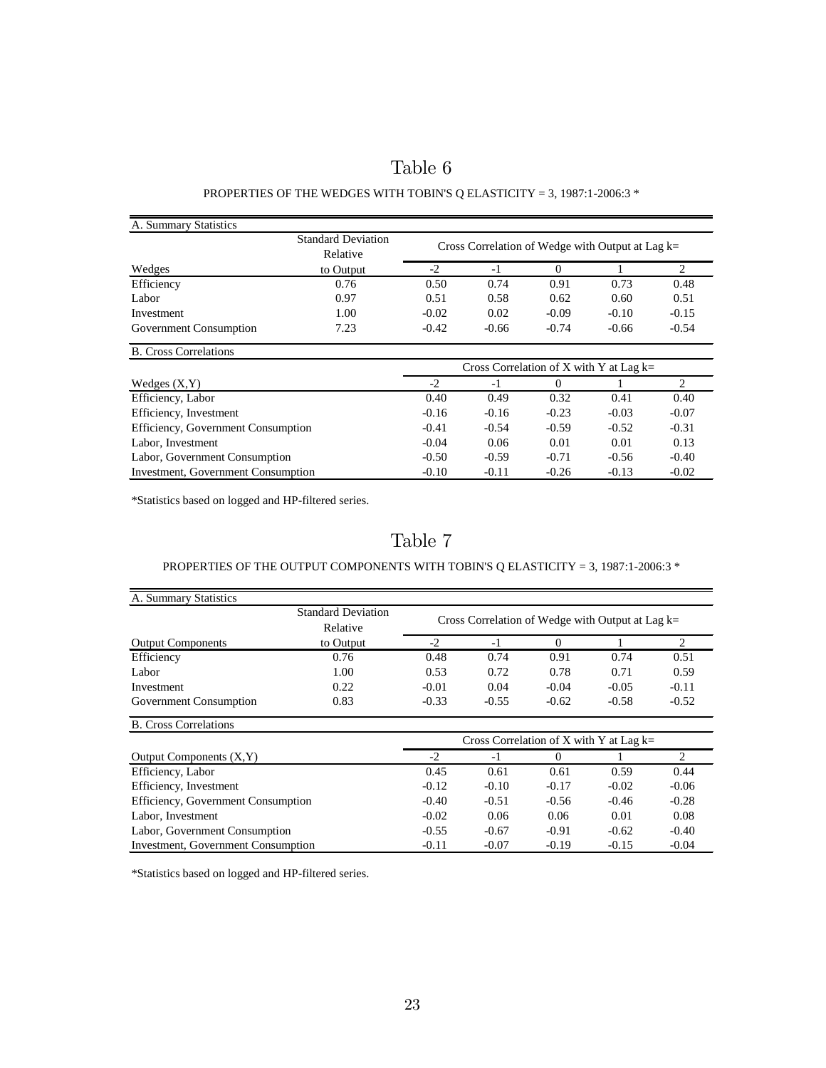# Table 6

PROPERTIES OF THE WEDGES WITH TOBIN'S Q ELASTICITY = 3, 1987:1-2006:3 *

| A. Summary Statistics | | | | | | |
|---|---|---|---|---|---|---|
| | Standard Deviation Relative | Cross Correlation of Wedge with Output at Lag k= | | | | |
| Wedges | to Output | -2 | -1 | 0 | 1 | 2 |
| Efficiency | 0.76 | 0.50 | 0.74 | 0.91 | 0.73 | 0.48 |
| Labor | 0.97 | 0.51 | 0.58 | 0.62 | 0.60 | 0.51 |
| Investment | 1.00 | -0.02 | 0.02 | -0.09 | -0.10 | -0.15 |
| Government Consumption | 7.23 | -0.42 | -0.66 | -0.74 | -0.66 | -0.54 |

| B. Cross Correlations | | | | | |
|---|---|---|---|---|---|
| | Cross Correlation of X with Y at Lag k= | | | | |
| Wedges (X,Y) | -2 | -1 | 0 | 1 | 2 |
| Efficiency, Labor | 0.40 | 0.49 | 0.32 | 0.41 | 0.40 |
| Efficiency, Investment | -0.16 | -0.16 | -0.23 | -0.03 | -0.07 |
| Efficiency, Government Consumption | -0.41 | -0.54 | -0.59 | -0.52 | -0.31 |
| Labor, Investment | -0.04 | 0.06 | 0.01 | 0.01 | 0.13 |
| Labor, Government Consumption | -0.50 | -0.59 | -0.71 | -0.56 | -0.40 |
| Investment, Government Consumption | -0.10 | -0.11 | -0.26 | -0.13 | -0.02 |

*Statistics based on logged and HP-filtered series.

# Table 7

PROPERTIES OF THE OUTPUT COMPONENTS WITH TOBIN'S Q ELASTICITY = 3, 1987:1-2006:3 *

| A. Summary Statistics | | | | | | |
|---|---|---|---|---|---|---|
| | Standard Deviation Relative | Cross Correlation of Wedge with Output at Lag k= | | | | |
| Output Components | to Output | -2 | -1 | 0 | 1 | 2 |
| Efficiency | 0.76 | 0.48 | 0.74 | 0.91 | 0.74 | 0.51 |
| Labor | 1.00 | 0.53 | 0.72 | 0.78 | 0.71 | 0.59 |
| Investment | 0.22 | -0.01 | 0.04 | -0.04 | -0.05 | -0.11 |
| Government Consumption | 0.83 | -0.33 | -0.55 | -0.62 | -0.58 | -0.52 |

| B. Cross Correlations | | | | | |
|---|---|---|---|---|---|
| | Cross Correlation of X with Y at Lag k= | | | | |
| Output Components (X,Y) | -2 | -1 | 0 | 1 | 2 |
| Efficiency, Labor | 0.45 | 0.61 | 0.61 | 0.59 | 0.44 |
| Efficiency, Investment | -0.12 | -0.10 | -0.17 | -0.02 | -0.06 |
| Efficiency, Government Consumption | -0.40 | -0.51 | -0.56 | -0.46 | -0.28 |
| Labor, Investment | -0.02 | 0.06 | 0.06 | 0.01 | 0.08 |
| Labor, Government Consumption | -0.55 | -0.67 | -0.91 | -0.62 | -0.40 |
| Investment, Government Consumption | -0.11 | -0.07 | -0.19 | -0.15 | -0.04 |

*Statistics based on logged and HP-filtered series.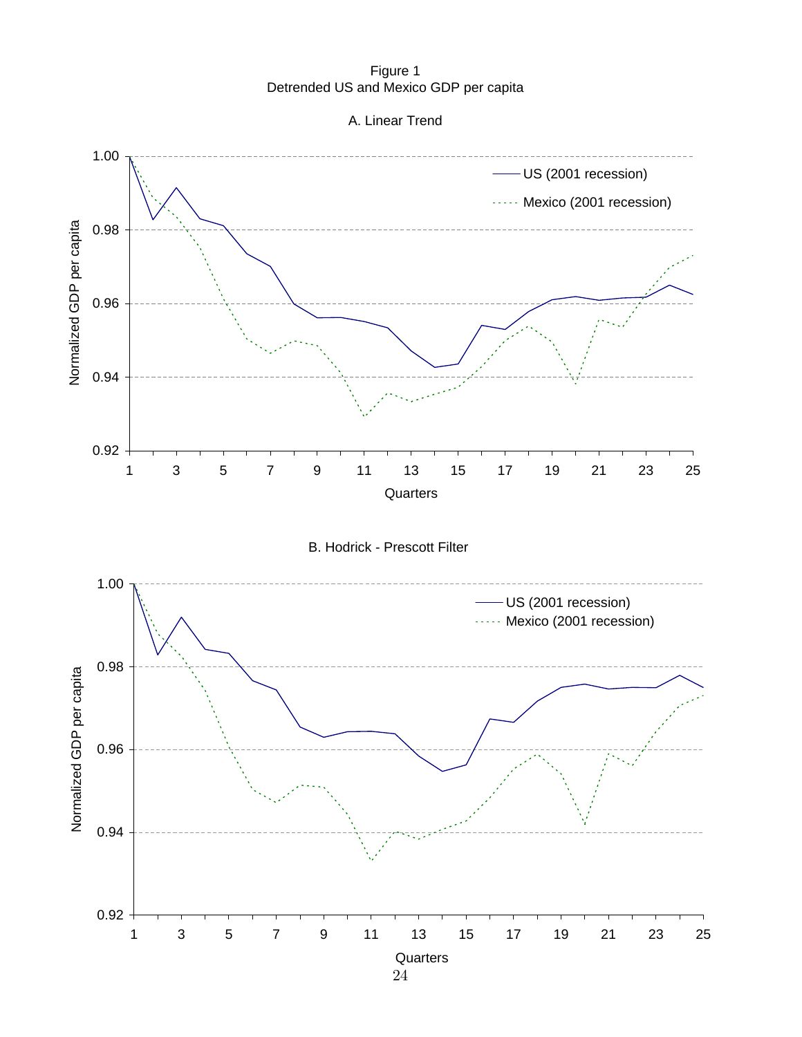Figure 1
Detrended US and Mexico GDP per capita

A. Linear Trend

B. Hodrick - Prescott Filter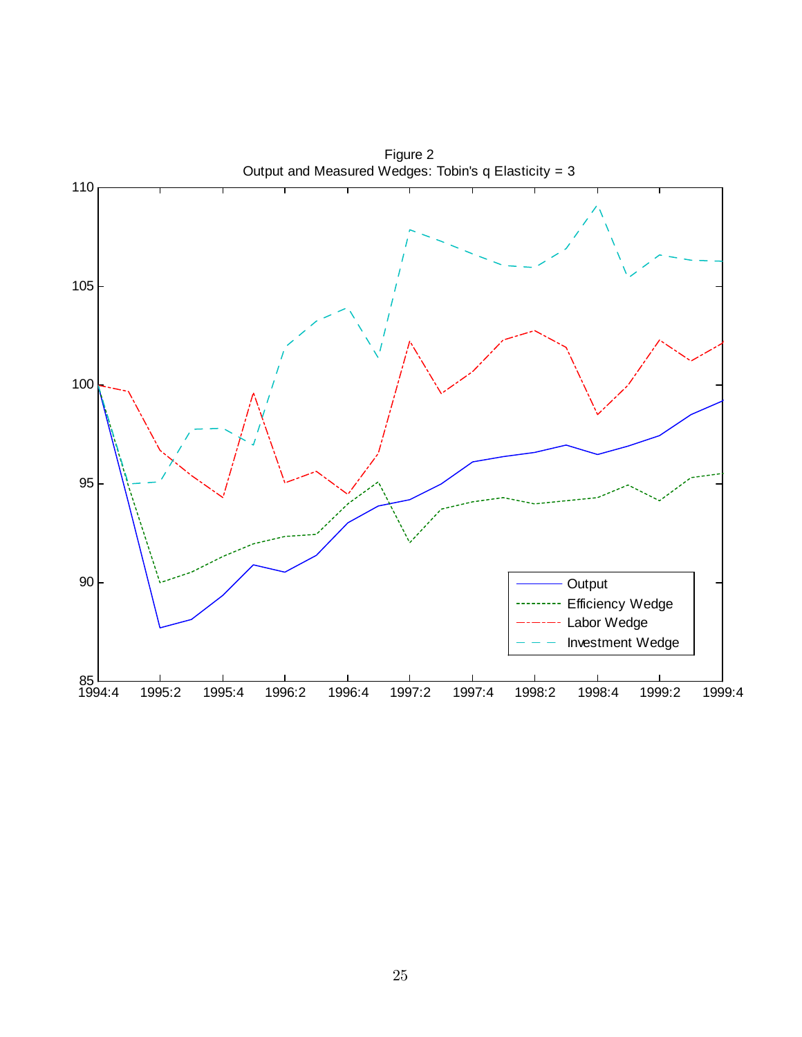Figure 2
Output and Measured Wedges: Tobin's q Elasticity = 3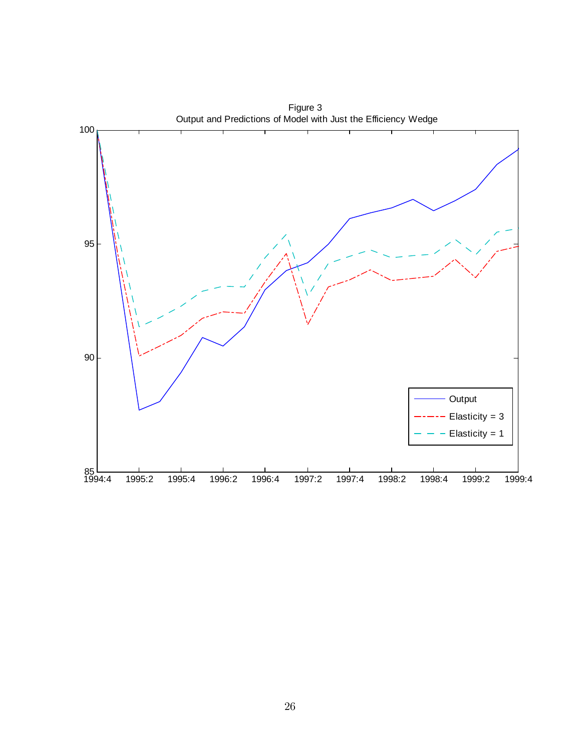Figure 3

Output and Predictions of Model with Just the Efficiency Wedge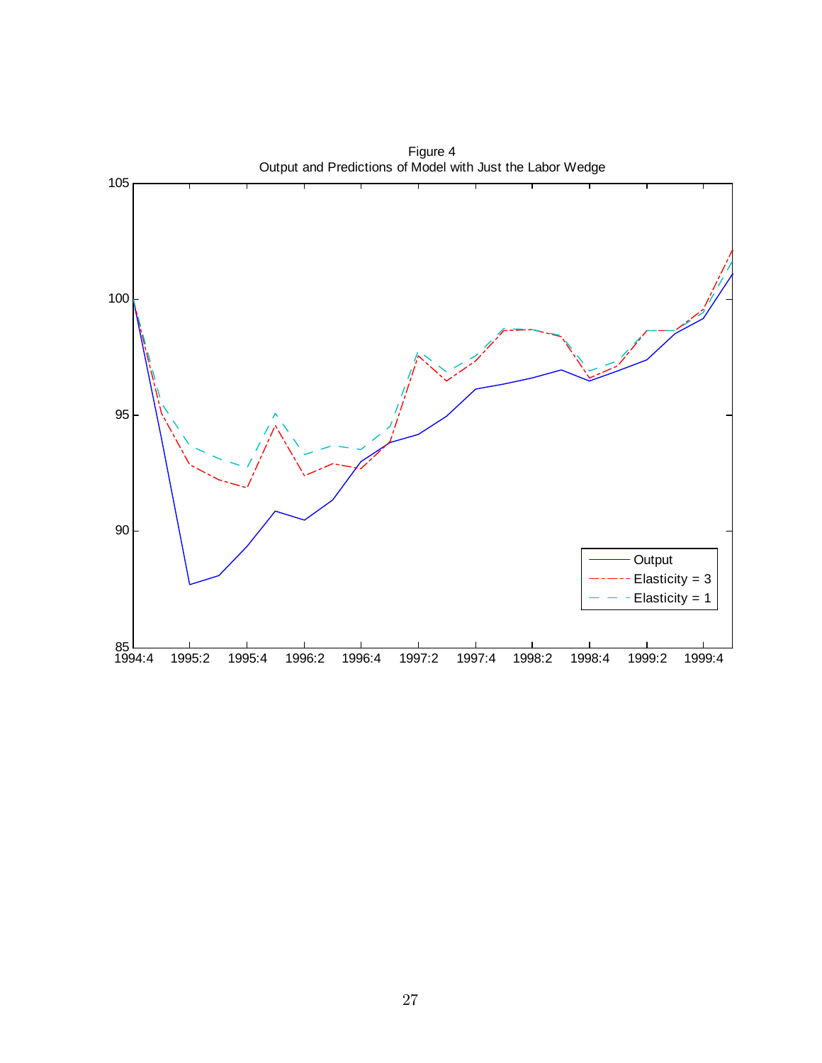Figure 4
Output and Predictions of Model with Just the Labor Wedge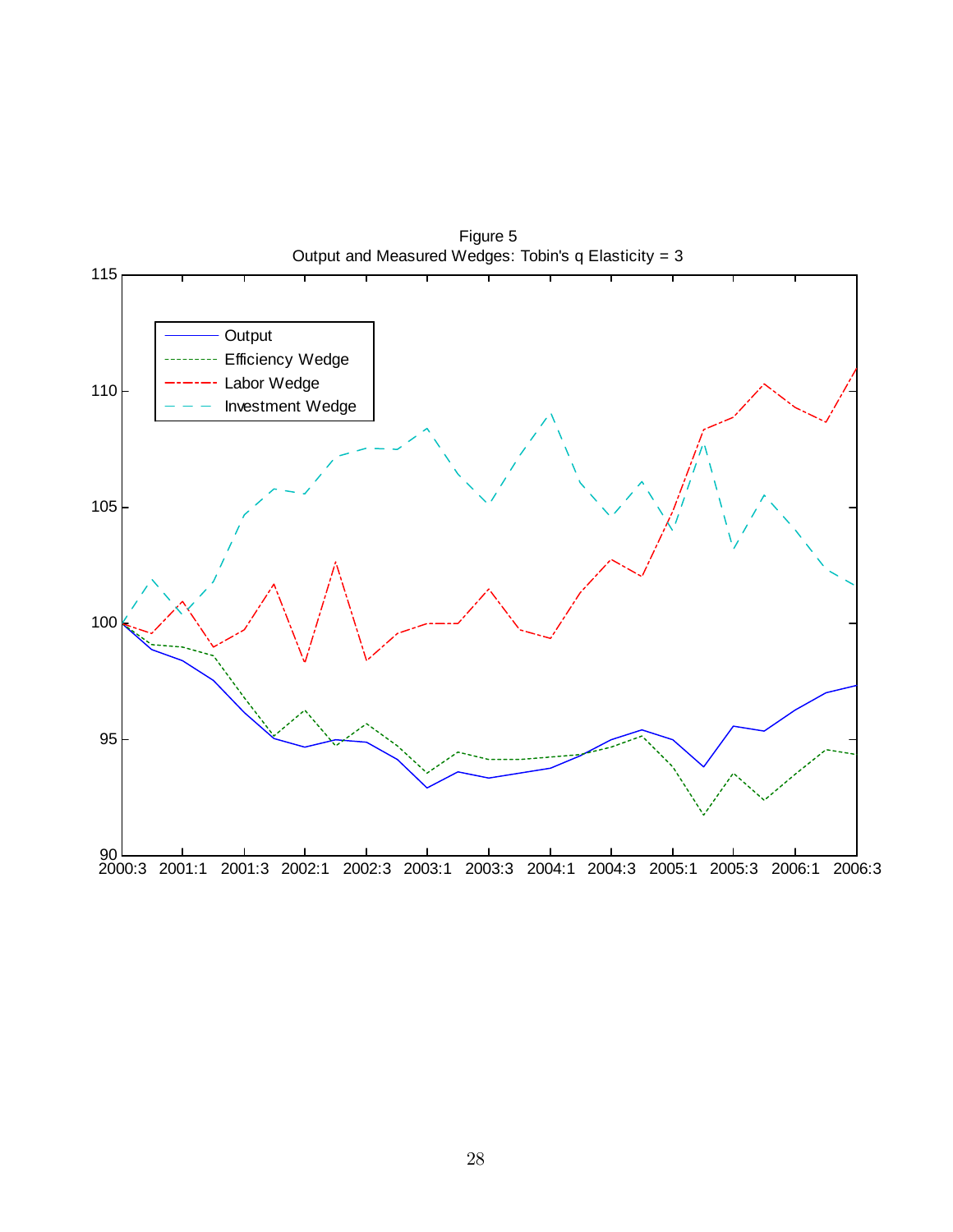Figure 5
Output and Measured Wedges: Tobin's q Elasticity = 3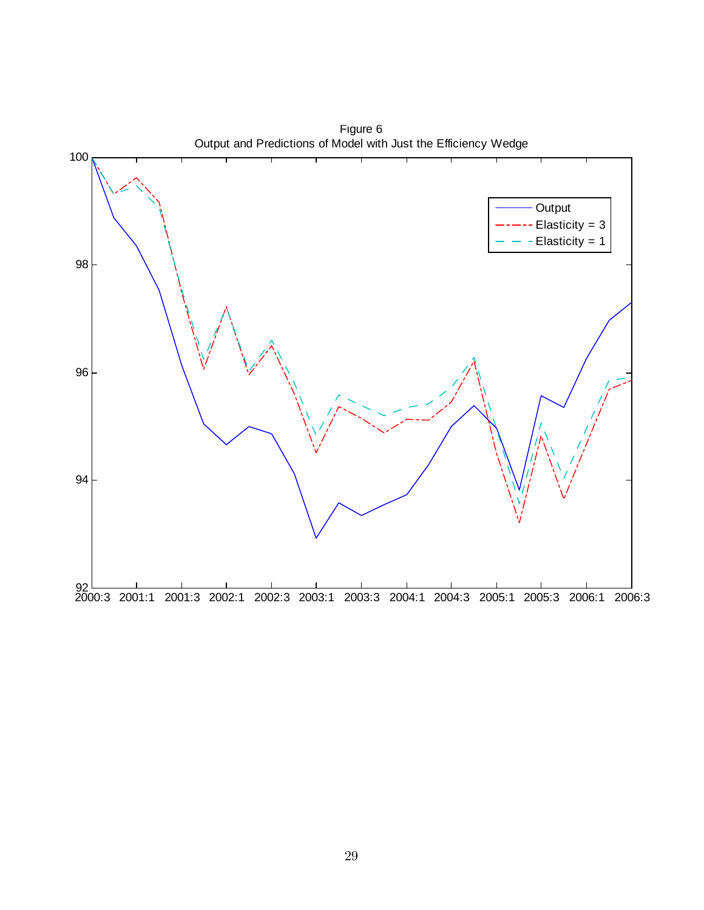Figure 6
Output and Predictions of Model with Just the Efficiency Wedge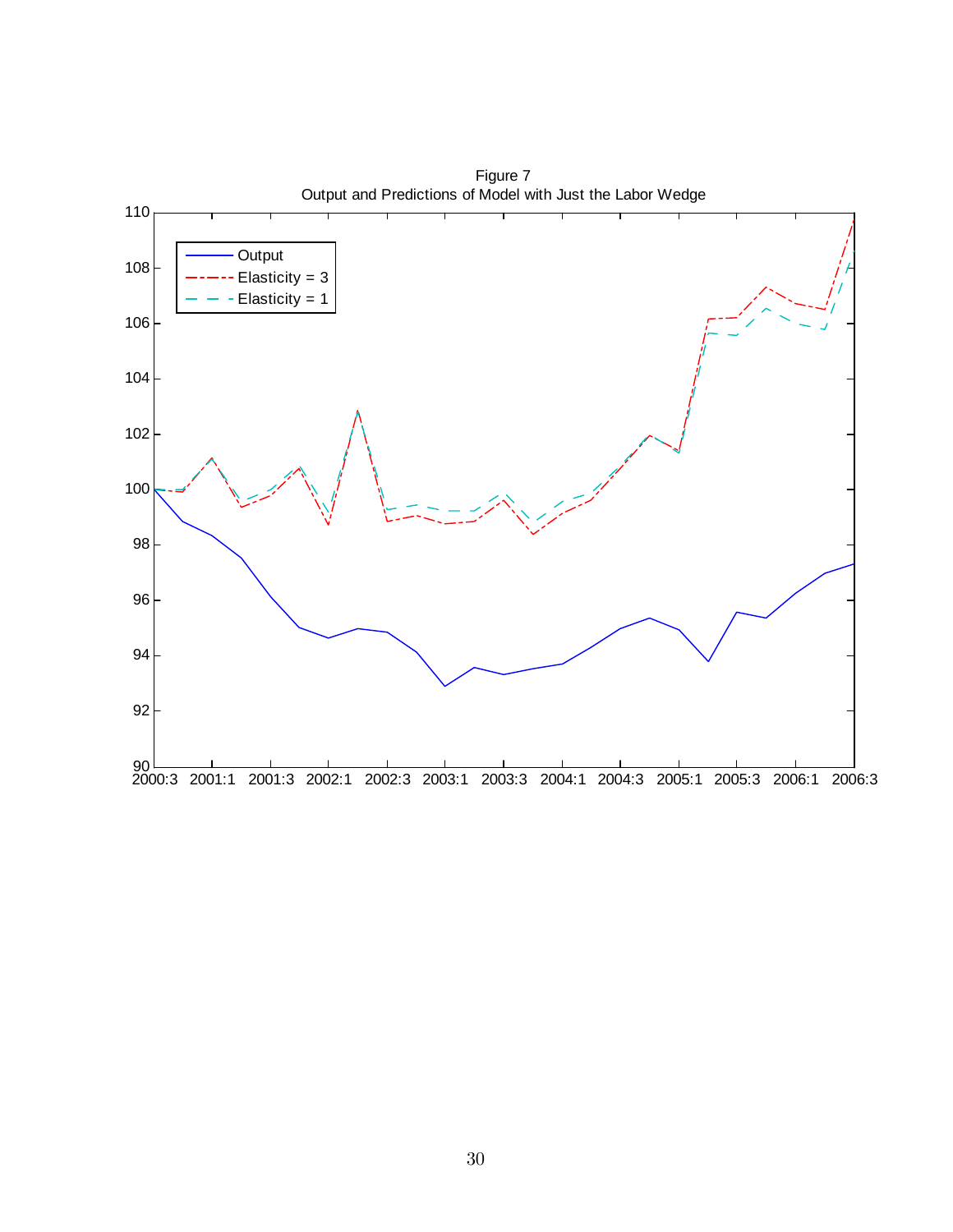Figure 7
Output and Predictions of Model with Just the Labor Wedge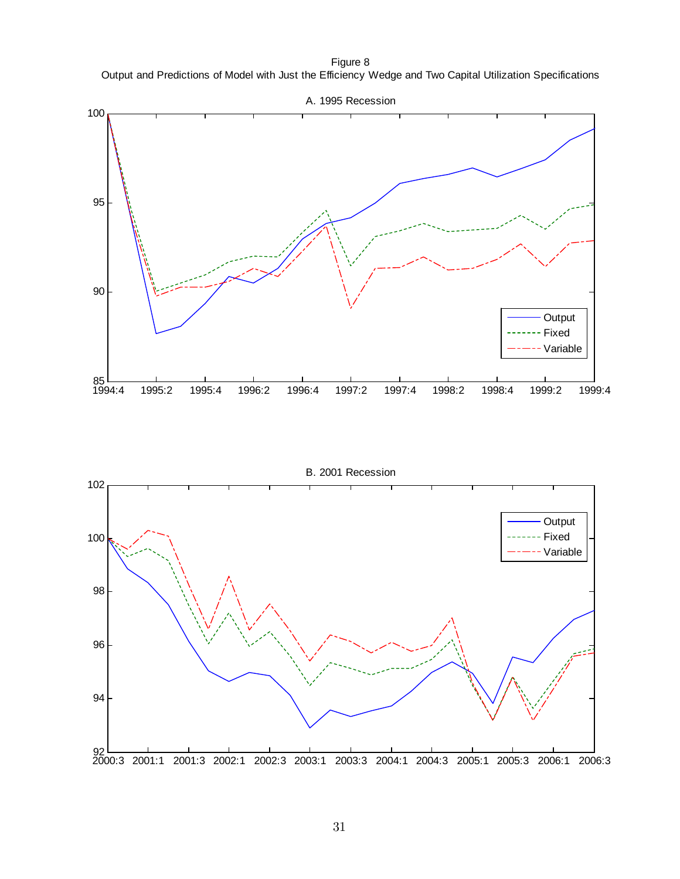Figure 8

Output and Predictions of Model with Just the Efficiency Wedge and Two Capital Utilization Specifications

A. 1995 Recession

B. 2001 Recession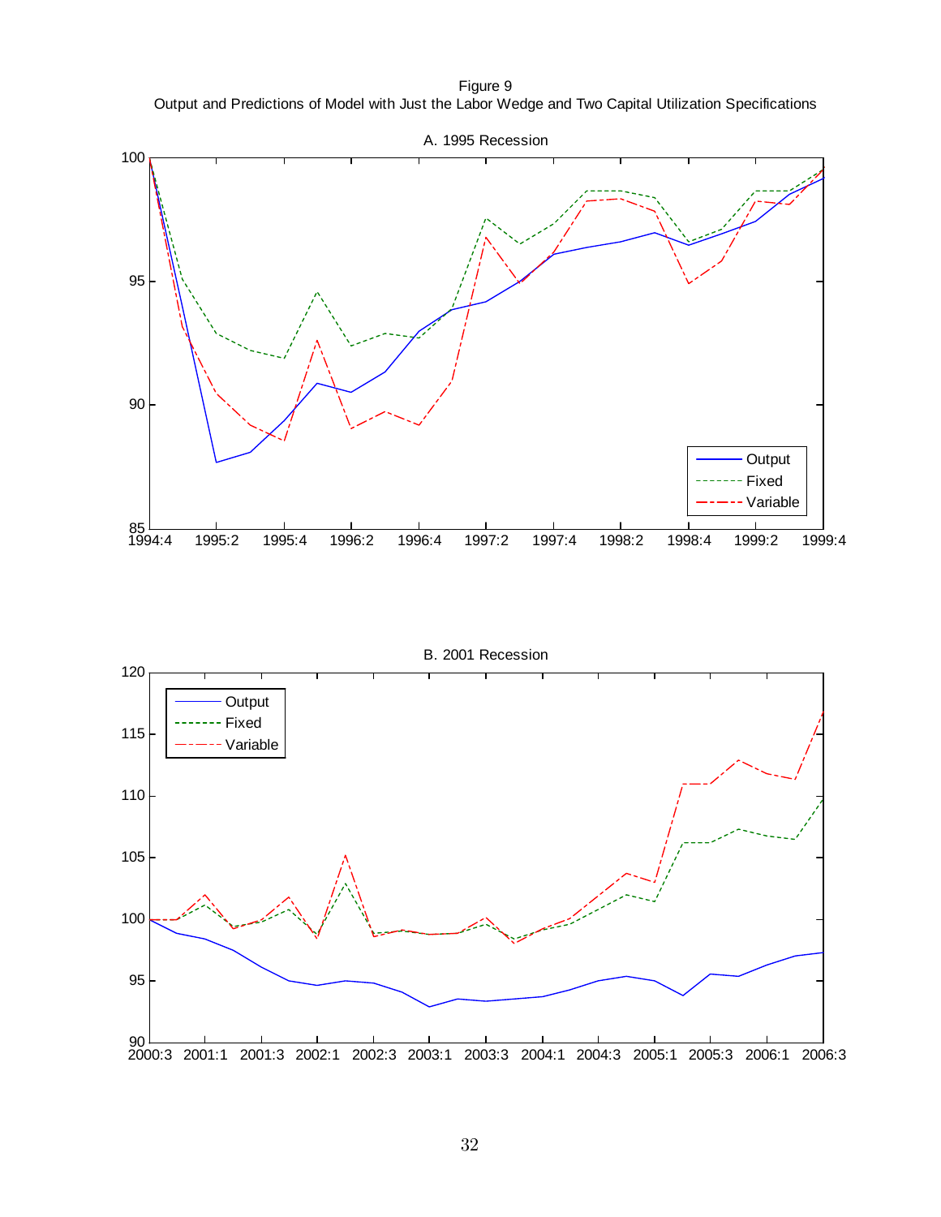Figure 9
Output and Predictions of Model with Just the Labor Wedge and Two Capital Utilization Specifications

A. 1995 Recession

B. 2001 Recession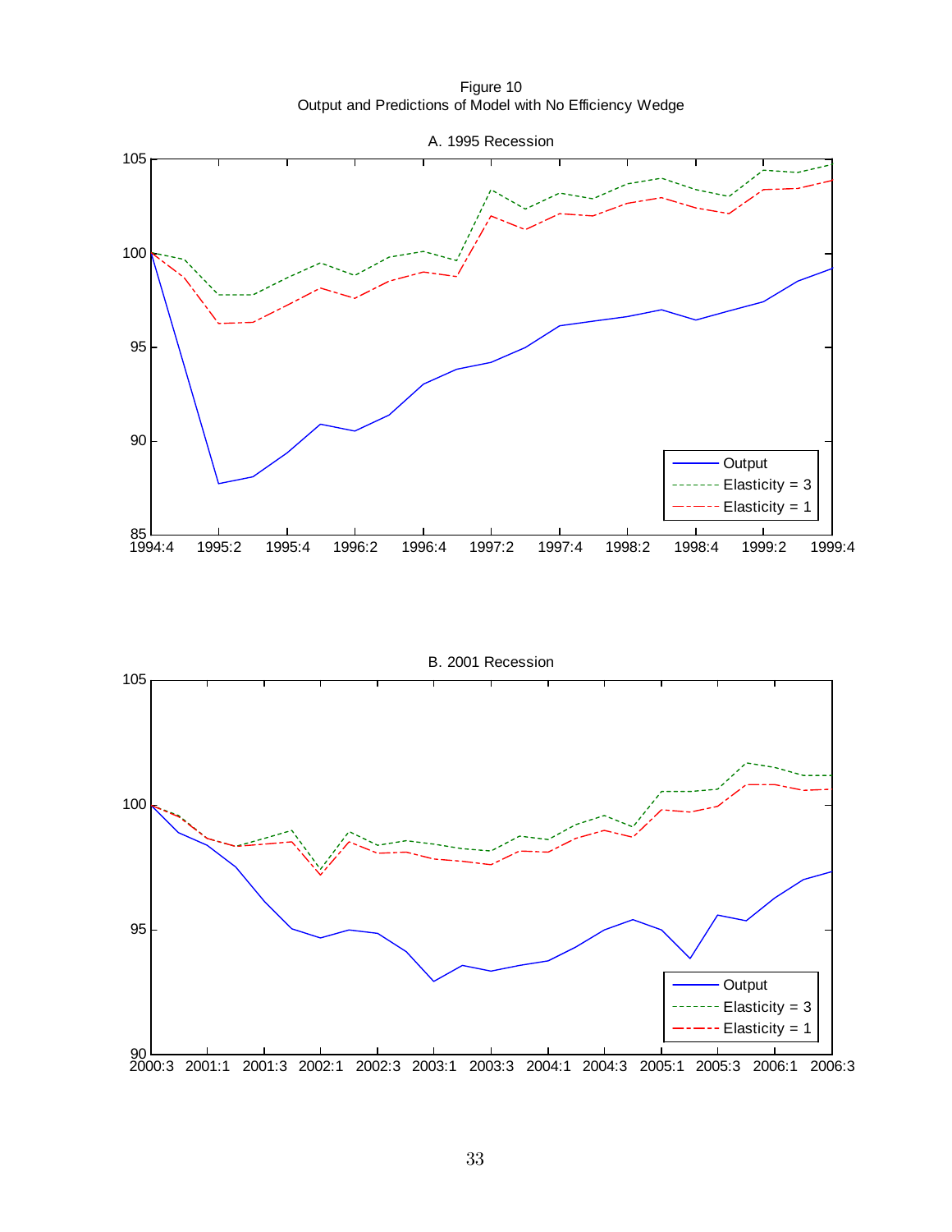Figure 10
Output and Predictions of Model with No Efficiency Wedge

A. 1995 Recession

B. 2001 Recession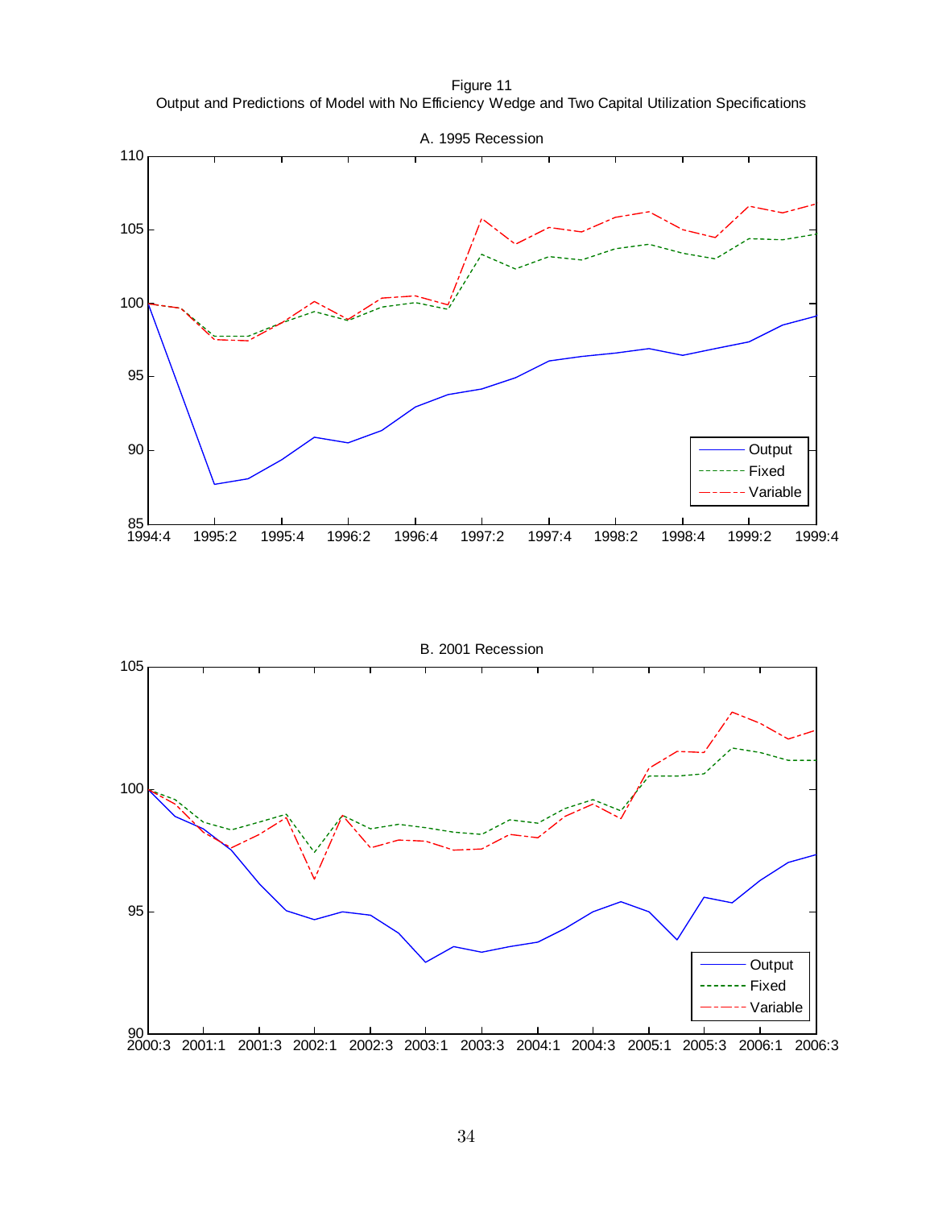Figure 11

Output and Predictions of Model with No Efficiency Wedge and Two Capital Utilization Specifications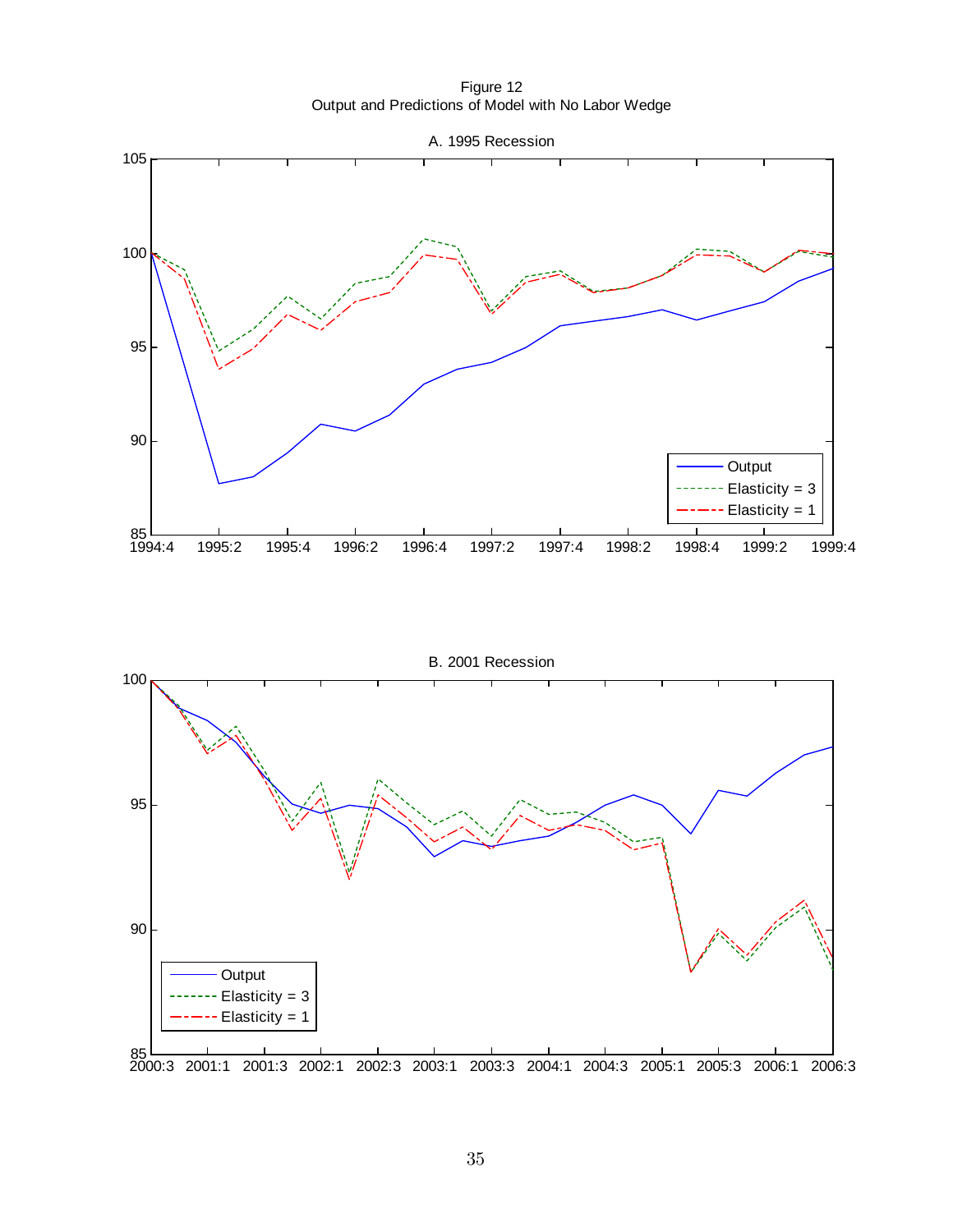Figure 12
Output and Predictions of Model with No Labor Wedge

A. 1995 Recession

B. 2001 Recession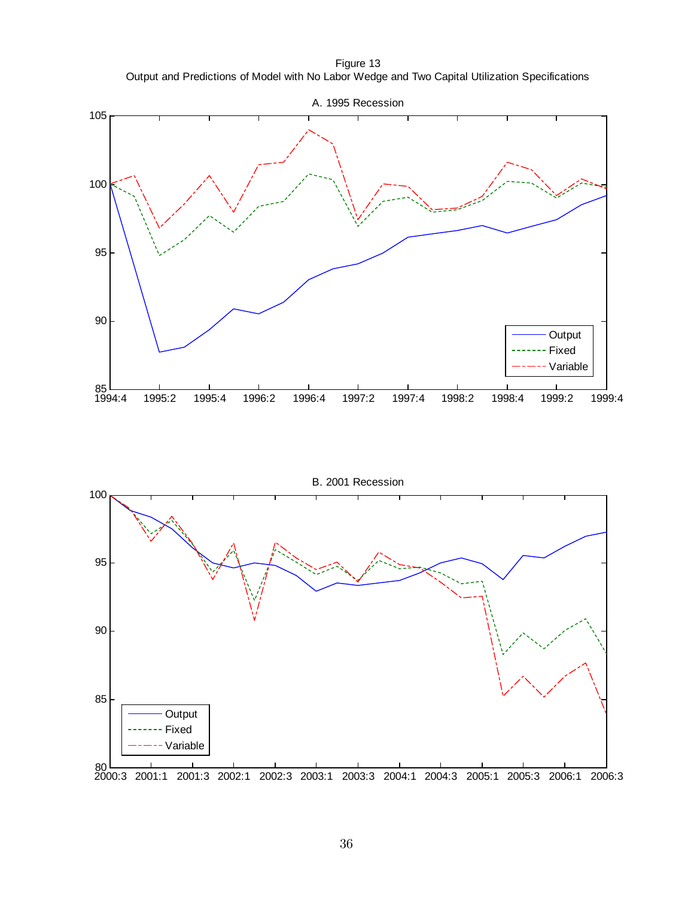Figure 13

Output and Predictions of Model with No Labor Wedge and Two Capital Utilization Specifications

A. 1995 Recession

105
100
95
90
85

1994:4
1995:2
1995:4
1996:2
1996:4
1997:2
1997:4
1998:2
1998:4
1999:2
1999:4

Output
Fixed
Variable

B. 2001 Recession

100
95
90
85
80

2000:3
2001:1
2001:3
2002:1
2002:3
2003:1
2003:3
2004:1
2004:3
2005:1
2005:3
2006:1
2006:3

Output
Fixed
Variable